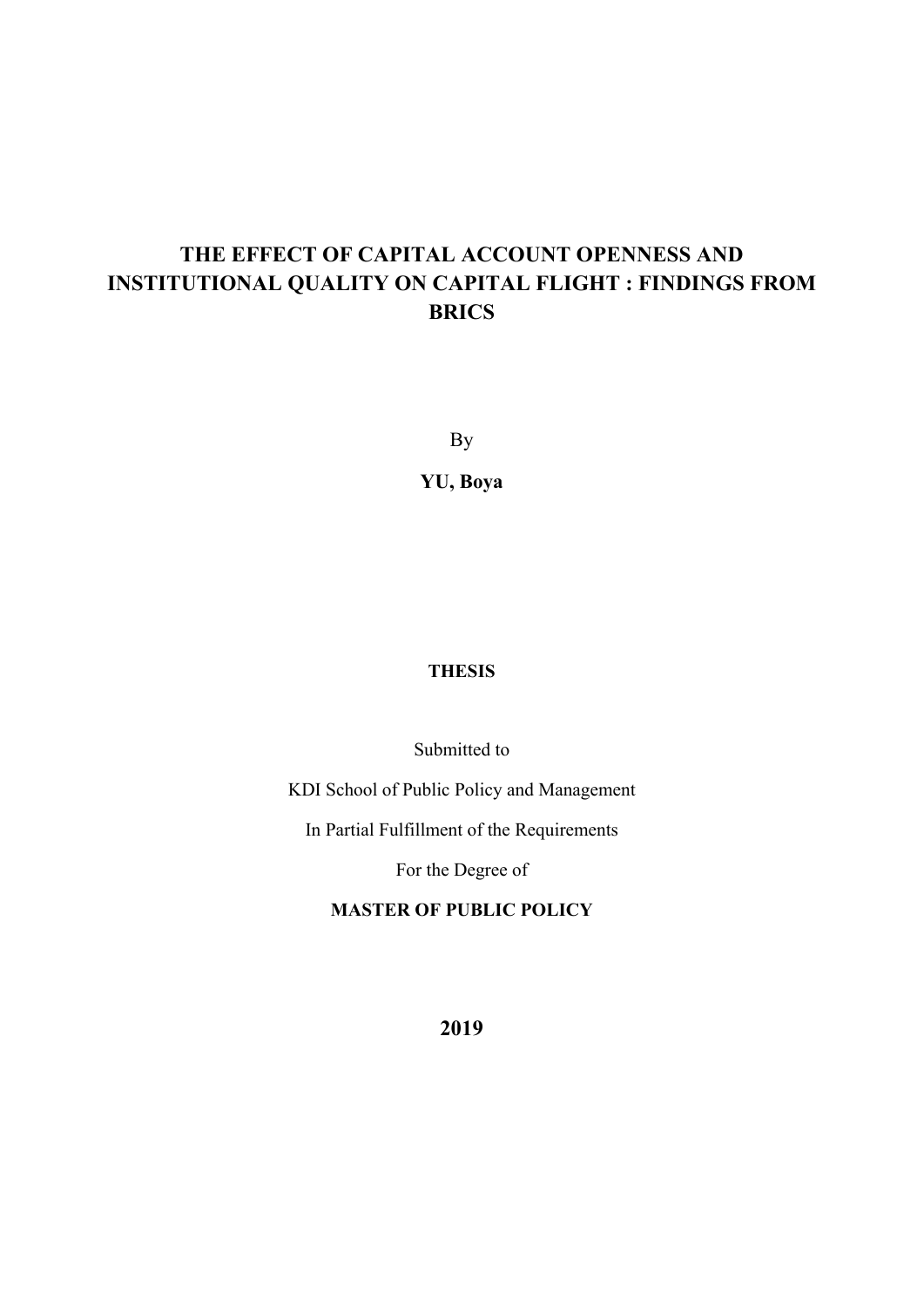# THE EFFECT OF CAPITAL ACCOUNT OPENNESS AND INSTITUTIONAL QUALITY ON CAPITAL FLIGHT : FINDINGS FROM BRICS

By

**YU, Boya**

**THESIS**

Submitted to

KDI School of Public Policy and Management

In Partial Fulfillment of the Requirements

For the Degree of

**MASTER OF PUBLIC POLICY**

**2019**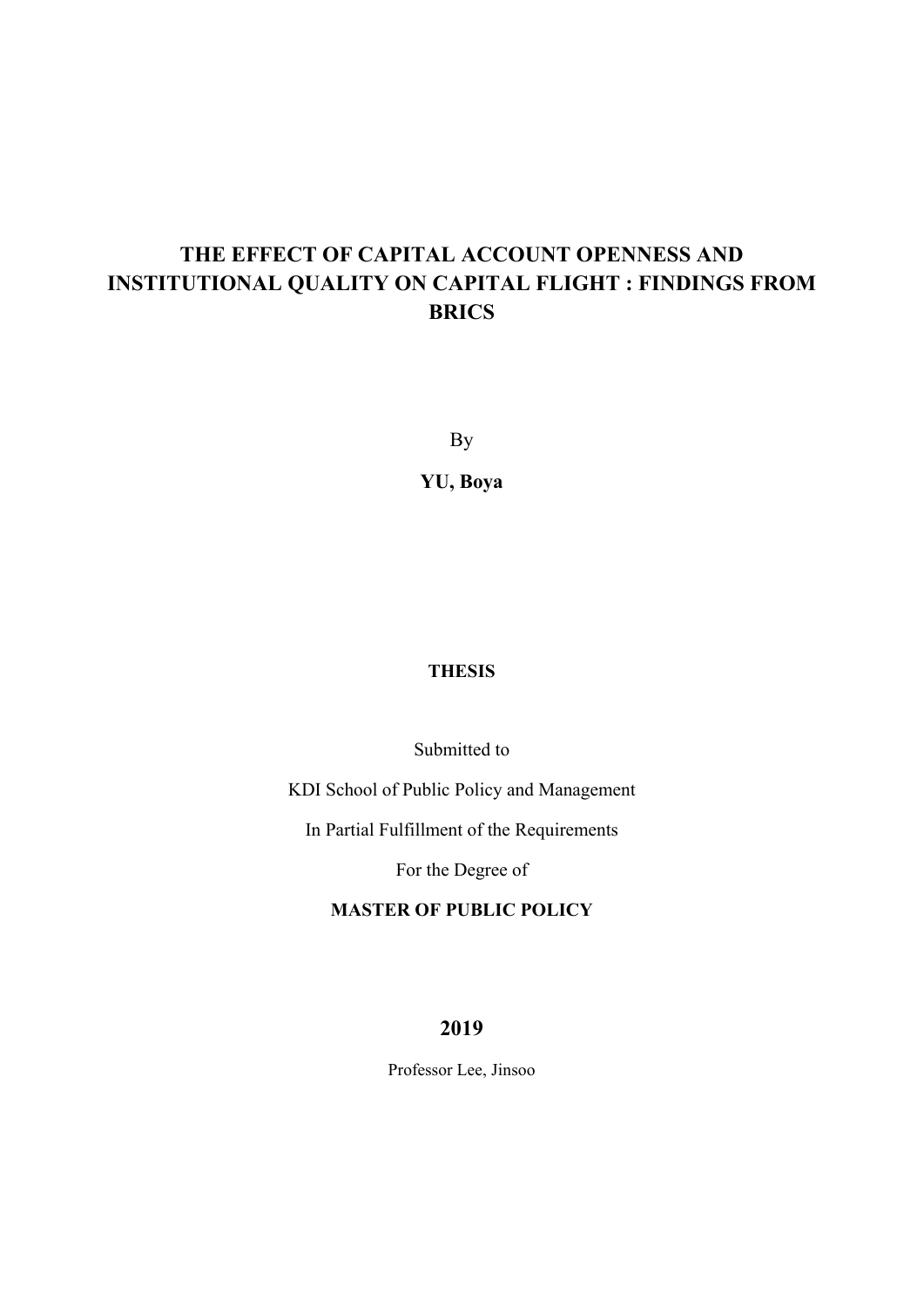# THE EFFECT OF CAPITAL ACCOUNT OPENNESS AND INSTITUTIONAL QUALITY ON CAPITAL FLIGHT : FINDINGS FROM BRICS

By

**YU, Boya**

**THESIS**

Submitted to

KDI School of Public Policy and Management

In Partial Fulfillment of the Requirements

For the Degree of

**MASTER OF PUBLIC POLICY**

**2019**

Professor Lee, Jinsoo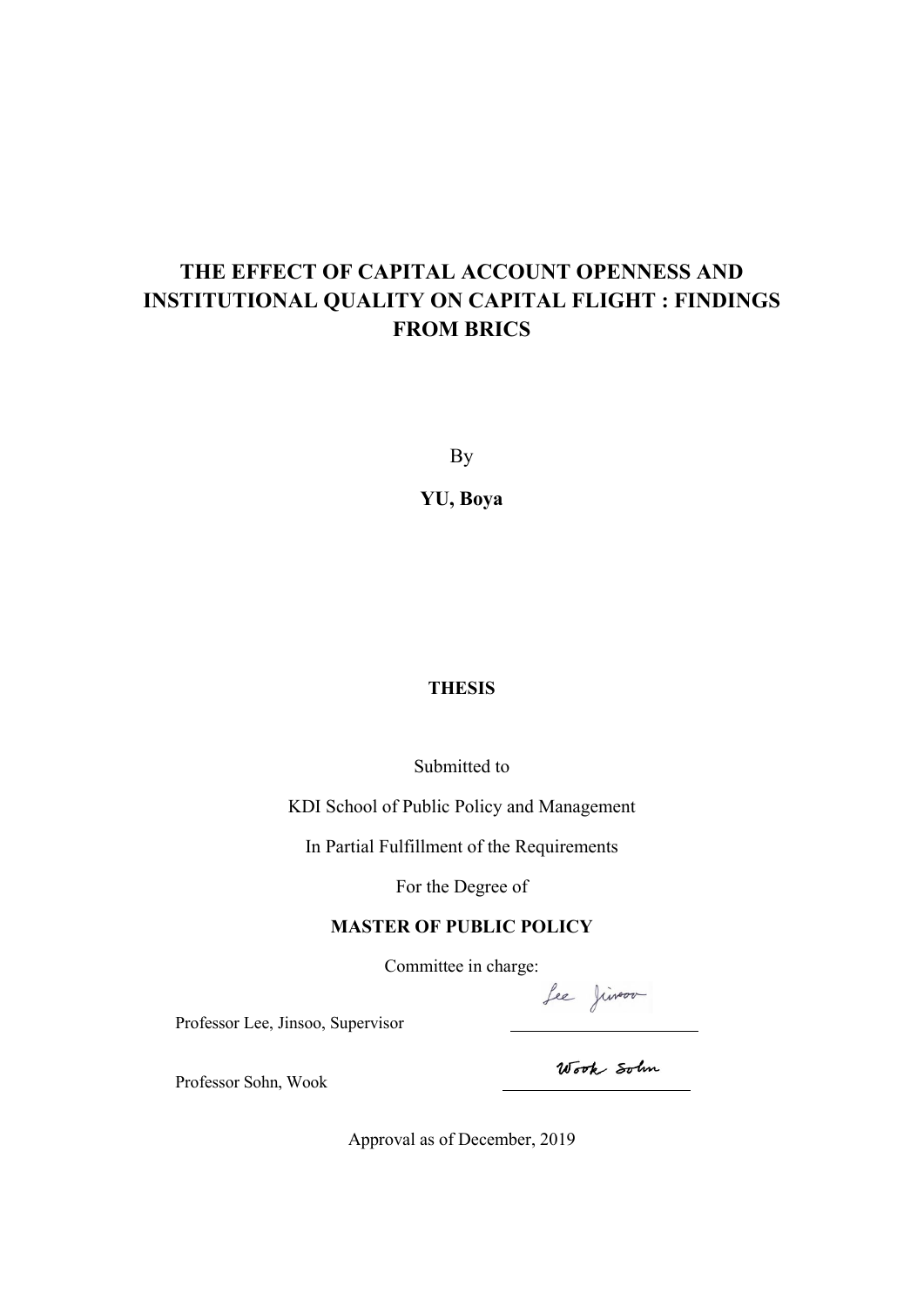# THE EFFECT OF CAPITAL ACCOUNT OPENNESS AND INSTITUTIONAL QUALITY ON CAPITAL FLIGHT : FINDINGS FROM BRICS

By

**YU, Boya**

**THESIS**

Submitted to

KDI School of Public Policy and Management

In Partial Fulfillment of the Requirements

For the Degree of

**MASTER OF PUBLIC POLICY**

Committee in charge:

Professor Lee, Jinsoo, Supervisor

Professor Sohn, Wook

Approval as of December, 2019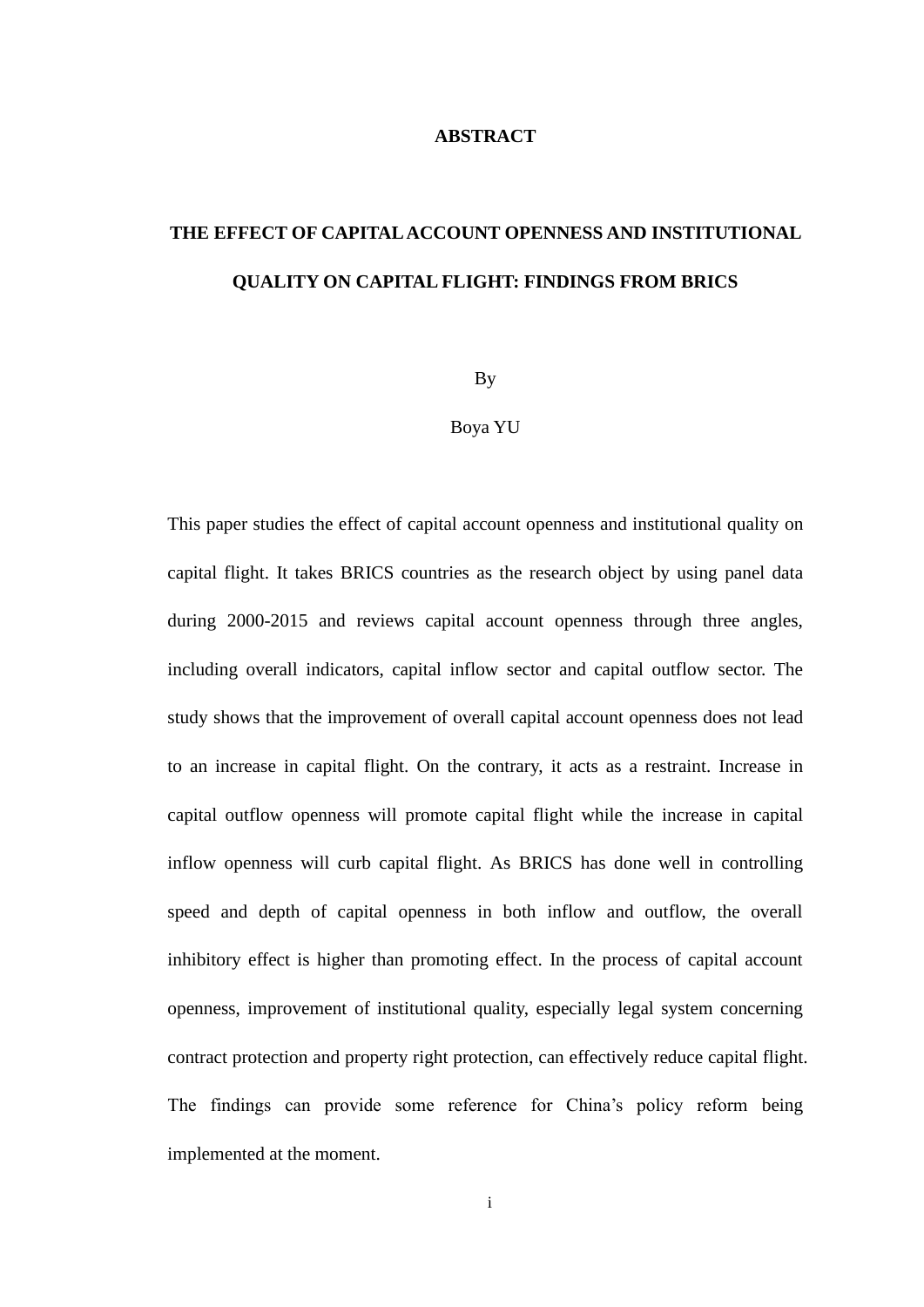# ABSTRACT

## THE EFFECT OF CAPITAL ACCOUNT OPENNESS AND INSTITUTIONAL QUALITY ON CAPITAL FLIGHT: FINDINGS FROM BRICS

By

Boya YU

This paper studies the effect of capital account openness and institutional quality on capital flight. It takes BRICS countries as the research object by using panel data during 2000-2015 and reviews capital account openness through three angles, including overall indicators, capital inflow sector and capital outflow sector. The study shows that the improvement of overall capital account openness does not lead to an increase in capital flight. On the contrary, it acts as a restraint. Increase in capital outflow openness will promote capital flight while the increase in capital inflow openness will curb capital flight. As BRICS has done well in controlling speed and depth of capital openness in both inflow and outflow, the overall inhibitory effect is higher than promoting effect. In the process of capital account openness, improvement of institutional quality, especially legal system concerning contract protection and property right protection, can effectively reduce capital flight. The findings can provide some reference for China's policy reform being implemented at the moment.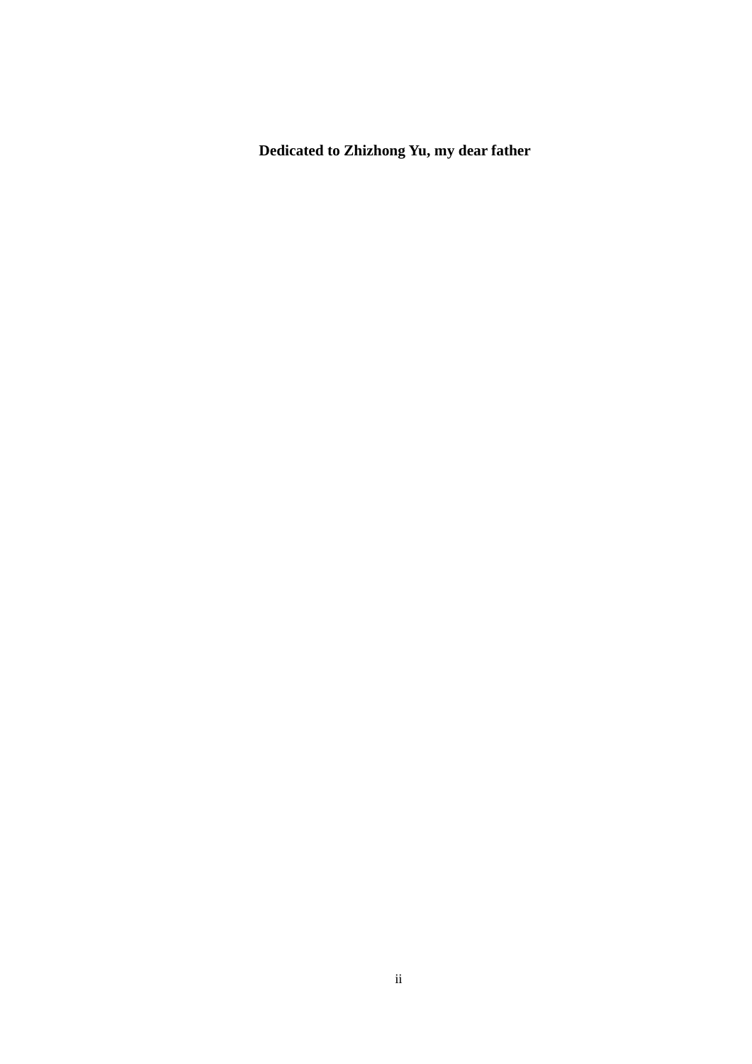**Dedicated to Zhizhong Yu, my dear father**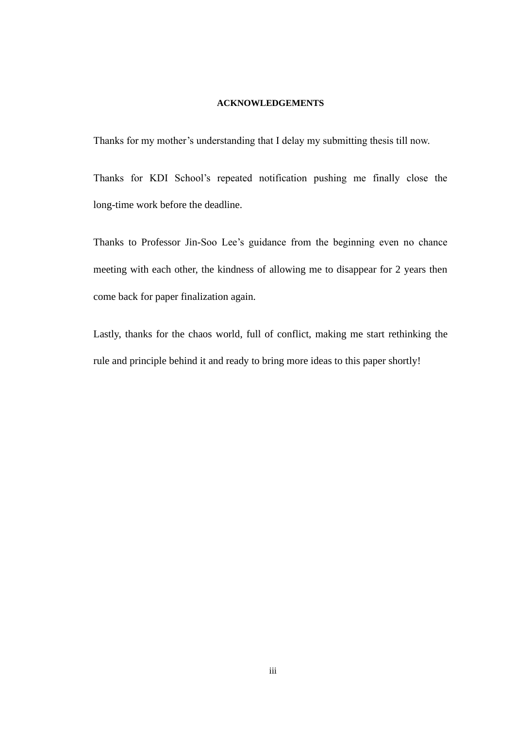# ACKNOWLEDGEMENTS

Thanks for my mother's understanding that I delay my submitting thesis till now.

Thanks for KDI School's repeated notification pushing me finally close the long-time work before the deadline.

Thanks to Professor Jin-Soo Lee's guidance from the beginning even no chance meeting with each other, the kindness of allowing me to disappear for 2 years then come back for paper finalization again.

Lastly, thanks for the chaos world, full of conflict, making me start rethinking the rule and principle behind it and ready to bring more ideas to this paper shortly!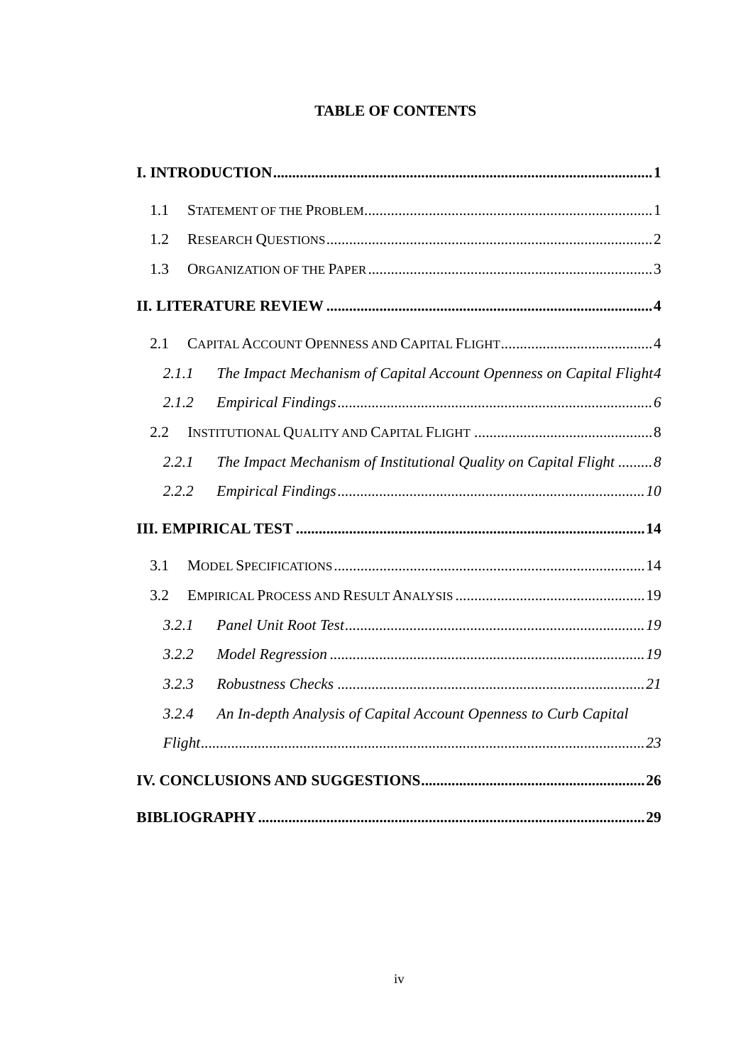# TABLE OF CONTENTS

**I. INTRODUCTION....................................................................................................1**

1.1 STATEMENT OF THE PROBLEM...........................................................................1

1.2 RESEARCH QUESTIONS.....................................................................................2

1.3 ORGANIZATION OF THE PAPER..........................................................................3

**II. LITERATURE REVIEW......................................................................................4**

2.1 CAPITAL ACCOUNT OPENNESS AND CAPITAL FLIGHT........................................4

*2.1.1 The Impact Mechanism of Capital Account Openness on Capital Flight4*

*2.1.2 Empirical Findings...................................................................................6*

2.2 INSTITUTIONAL QUALITY AND CAPITAL FLIGHT ...............................................8

*2.2.1 The Impact Mechanism of Institutional Quality on Capital Flight .........8*

*2.2.2 Empirical Findings.................................................................................10*

**III. EMPIRICAL TEST...........................................................................................14**

3.1 MODEL SPECIFICATIONS.................................................................................14

3.2 EMPIRICAL PROCESS AND RESULT ANALYSIS..................................................19

*3.2.1 Panel Unit Root Test..............................................................................19*

*3.2.2 Model Regression..................................................................................19*

*3.2.3 Robustness Checks ................................................................................21*

*3.2.4 An In-depth Analysis of Capital Account Openness to Curb Capital Flight....................................................................................................................23*

**IV. CONCLUSIONS AND SUGGESTIONS...........................................................26**

**BIBLIOGRAPHY.....................................................................................................29**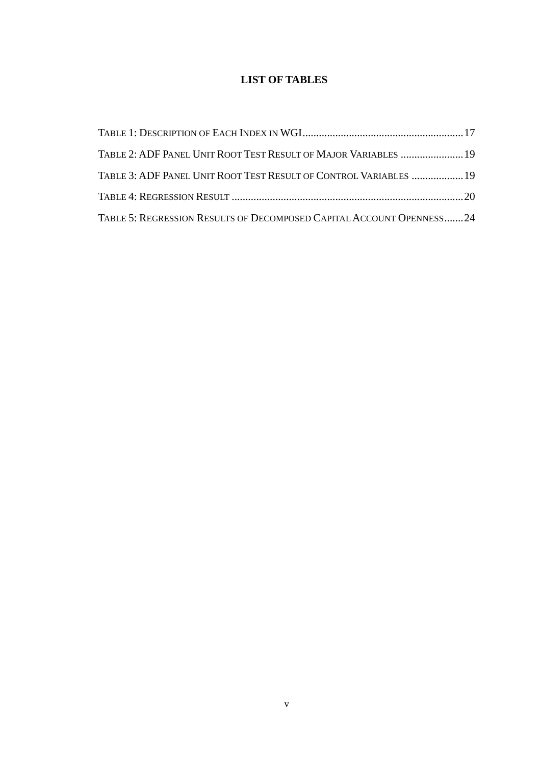# LIST OF TABLES

TABLE 1: DESCRIPTION OF EACH INDEX IN WGI............................................................17

TABLE 2: ADF PANEL UNIT ROOT TEST RESULT OF MAJOR VARIABLES .......................19

TABLE 3: ADF PANEL UNIT ROOT TEST RESULT OF CONTROL VARIABLES ...................19

TABLE 4: REGRESSION RESULT ......................................................................................20

TABLE 5: REGRESSION RESULTS OF DECOMPOSED CAPITAL ACCOUNT OPENNESS.......24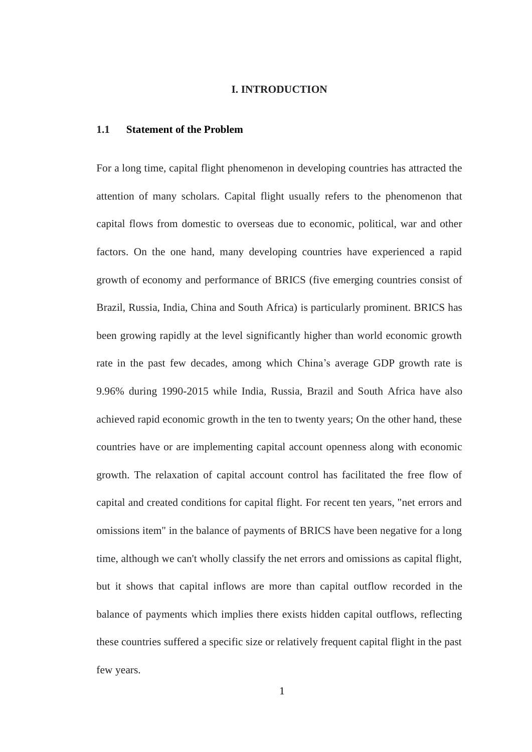# I. INTRODUCTION

## 1.1 Statement of the Problem

For a long time, capital flight phenomenon in developing countries has attracted the attention of many scholars. Capital flight usually refers to the phenomenon that capital flows from domestic to overseas due to economic, political, war and other factors. On the one hand, many developing countries have experienced a rapid growth of economy and performance of BRICS (five emerging countries consist of Brazil, Russia, India, China and South Africa) is particularly prominent. BRICS has been growing rapidly at the level significantly higher than world economic growth rate in the past few decades, among which China's average GDP growth rate is 9.96% during 1990-2015 while India, Russia, Brazil and South Africa have also achieved rapid economic growth in the ten to twenty years; On the other hand, these countries have or are implementing capital account openness along with economic growth. The relaxation of capital account control has facilitated the free flow of capital and created conditions for capital flight. For recent ten years, "net errors and omissions item" in the balance of payments of BRICS have been negative for a long time, although we can't wholly classify the net errors and omissions as capital flight, but it shows that capital inflows are more than capital outflow recorded in the balance of payments which implies there exists hidden capital outflows, reflecting these countries suffered a specific size or relatively frequent capital flight in the past few years.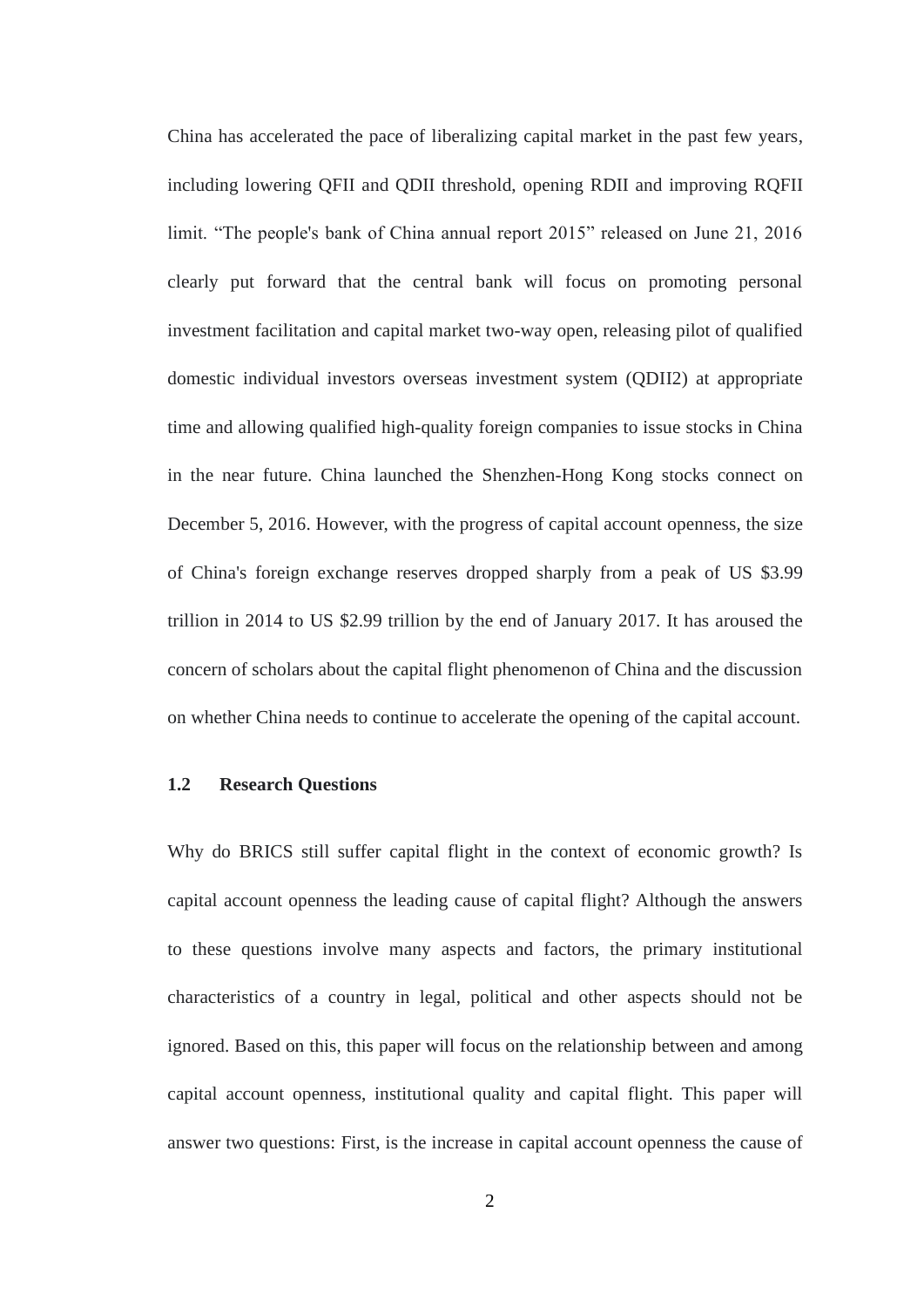China has accelerated the pace of liberalizing capital market in the past few years, including lowering QFII and QDII threshold, opening RDII and improving RQFII limit. “The people's bank of China annual report 2015” released on June 21, 2016 clearly put forward that the central bank will focus on promoting personal investment facilitation and capital market two-way open, releasing pilot of qualified domestic individual investors overseas investment system (QDII2) at appropriate time and allowing qualified high-quality foreign companies to issue stocks in China in the near future. China launched the Shenzhen-Hong Kong stocks connect on December 5, 2016. However, with the progress of capital account openness, the size of China's foreign exchange reserves dropped sharply from a peak of US $3.99 trillion in 2014 to US $2.99 trillion by the end of January 2017. It has aroused the concern of scholars about the capital flight phenomenon of China and the discussion on whether China needs to continue to accelerate the opening of the capital account.

### 1.2 Research Questions

Why do BRICS still suffer capital flight in the context of economic growth? Is capital account openness the leading cause of capital flight? Although the answers to these questions involve many aspects and factors, the primary institutional characteristics of a country in legal, political and other aspects should not be ignored. Based on this, this paper will focus on the relationship between and among capital account openness, institutional quality and capital flight. This paper will answer two questions: First, is the increase in capital account openness the cause of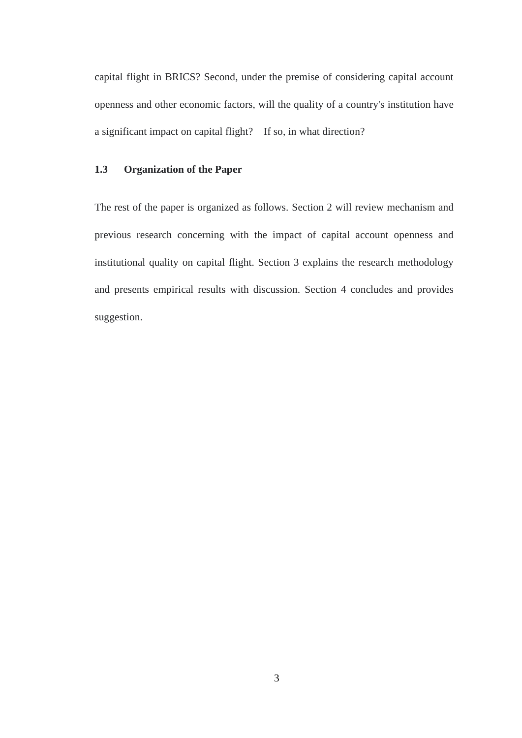capital flight in BRICS? Second, under the premise of considering capital account openness and other economic factors, will the quality of a country's institution have a significant impact on capital flight? If so, in what direction?

### 1.3 Organization of the Paper

The rest of the paper is organized as follows. Section 2 will review mechanism and previous research concerning with the impact of capital account openness and institutional quality on capital flight. Section 3 explains the research methodology and presents empirical results with discussion. Section 4 concludes and provides suggestion.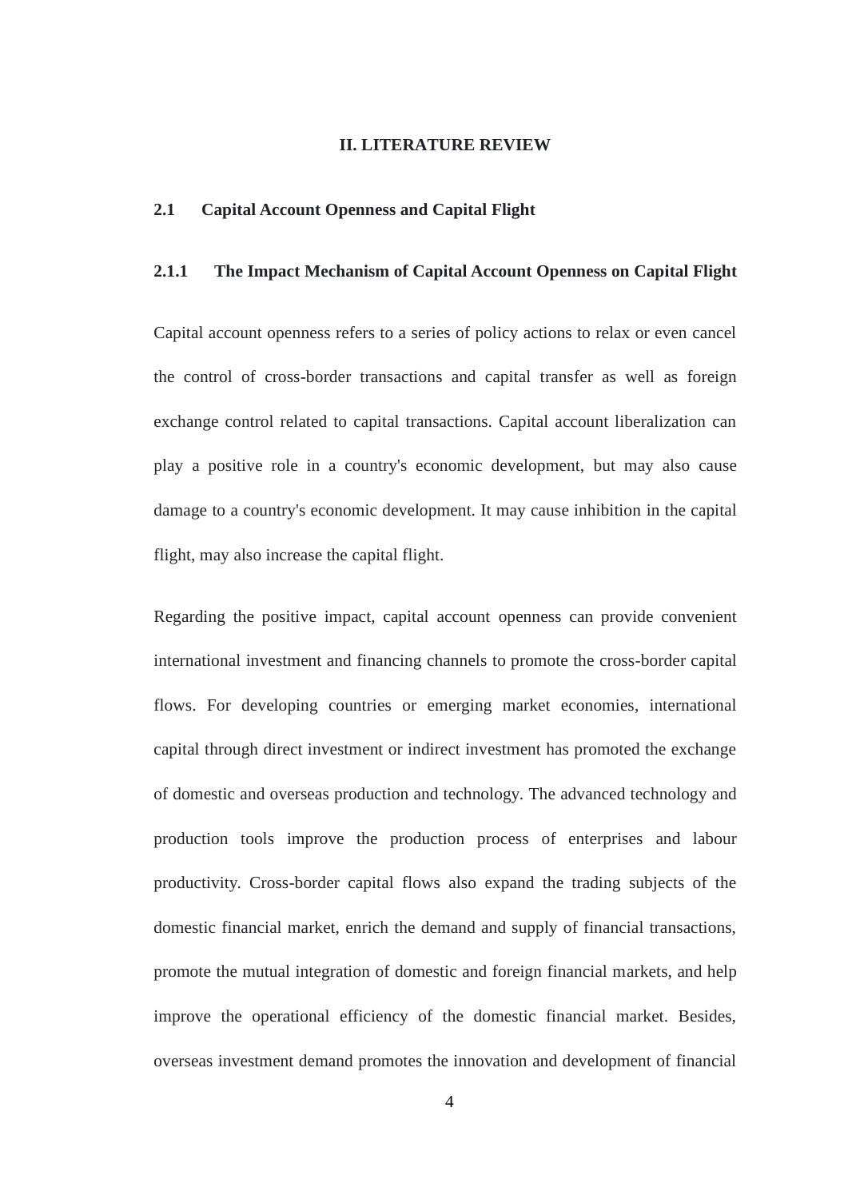# II. LITERATURE REVIEW

## 2.1 Capital Account Openness and Capital Flight

### 2.1.1 The Impact Mechanism of Capital Account Openness on Capital Flight

Capital account openness refers to a series of policy actions to relax or even cancel the control of cross-border transactions and capital transfer as well as foreign exchange control related to capital transactions. Capital account liberalization can play a positive role in a country's economic development, but may also cause damage to a country's economic development. It may cause inhibition in the capital flight, may also increase the capital flight.

Regarding the positive impact, capital account openness can provide convenient international investment and financing channels to promote the cross-border capital flows. For developing countries or emerging market economies, international capital through direct investment or indirect investment has promoted the exchange of domestic and overseas production and technology. The advanced technology and production tools improve the production process of enterprises and labour productivity. Cross-border capital flows also expand the trading subjects of the domestic financial market, enrich the demand and supply of financial transactions, promote the mutual integration of domestic and foreign financial markets, and help improve the operational efficiency of the domestic financial market. Besides, overseas investment demand promotes the innovation and development of financial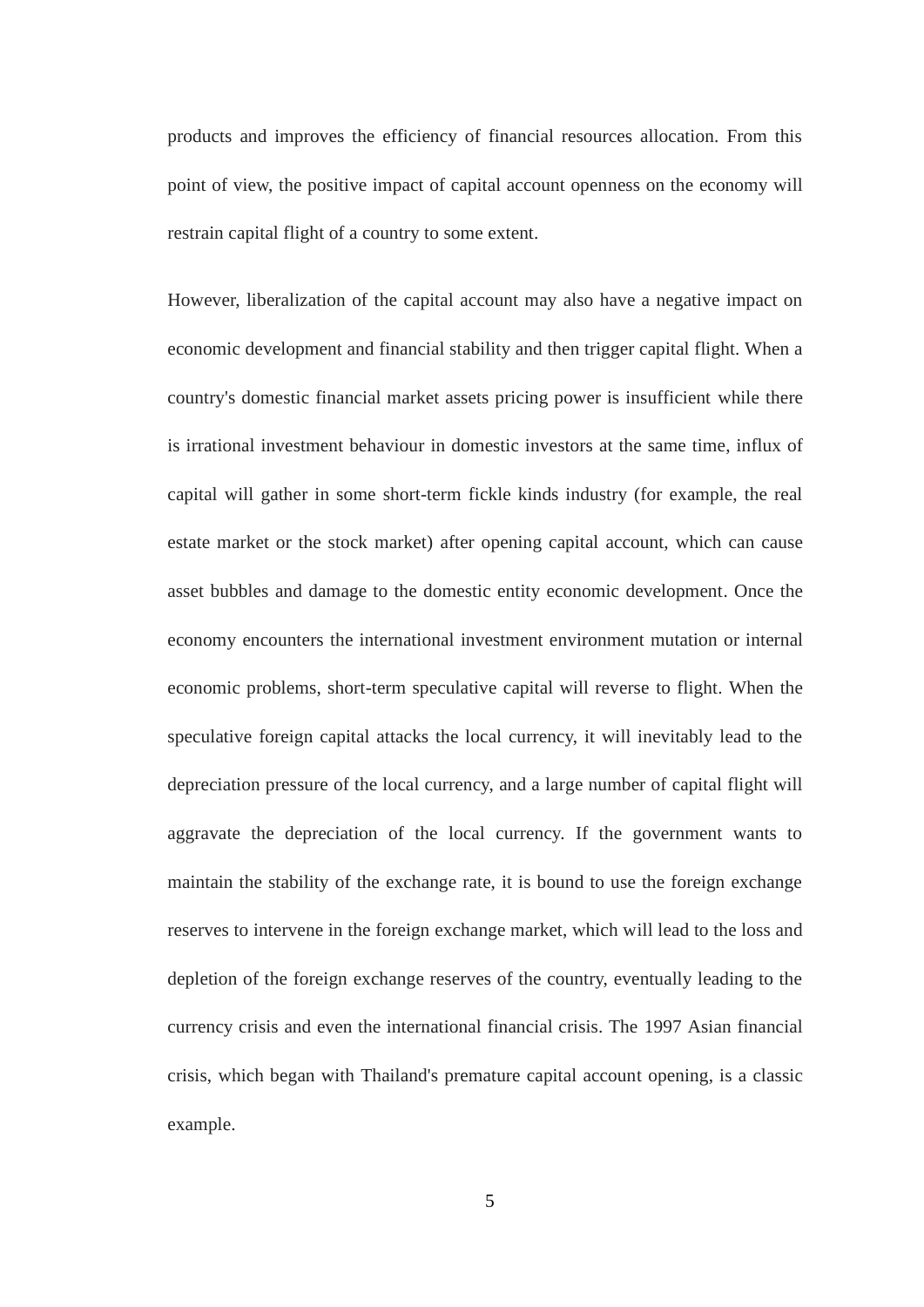products and improves the efficiency of financial resources allocation. From this point of view, the positive impact of capital account openness on the economy will restrain capital flight of a country to some extent.

However, liberalization of the capital account may also have a negative impact on economic development and financial stability and then trigger capital flight. When a country's domestic financial market assets pricing power is insufficient while there is irrational investment behaviour in domestic investors at the same time, influx of capital will gather in some short-term fickle kinds industry (for example, the real estate market or the stock market) after opening capital account, which can cause asset bubbles and damage to the domestic entity economic development. Once the economy encounters the international investment environment mutation or internal economic problems, short-term speculative capital will reverse to flight. When the speculative foreign capital attacks the local currency, it will inevitably lead to the depreciation pressure of the local currency, and a large number of capital flight will aggravate the depreciation of the local currency. If the government wants to maintain the stability of the exchange rate, it is bound to use the foreign exchange reserves to intervene in the foreign exchange market, which will lead to the loss and depletion of the foreign exchange reserves of the country, eventually leading to the currency crisis and even the international financial crisis. The 1997 Asian financial crisis, which began with Thailand's premature capital account opening, is a classic example.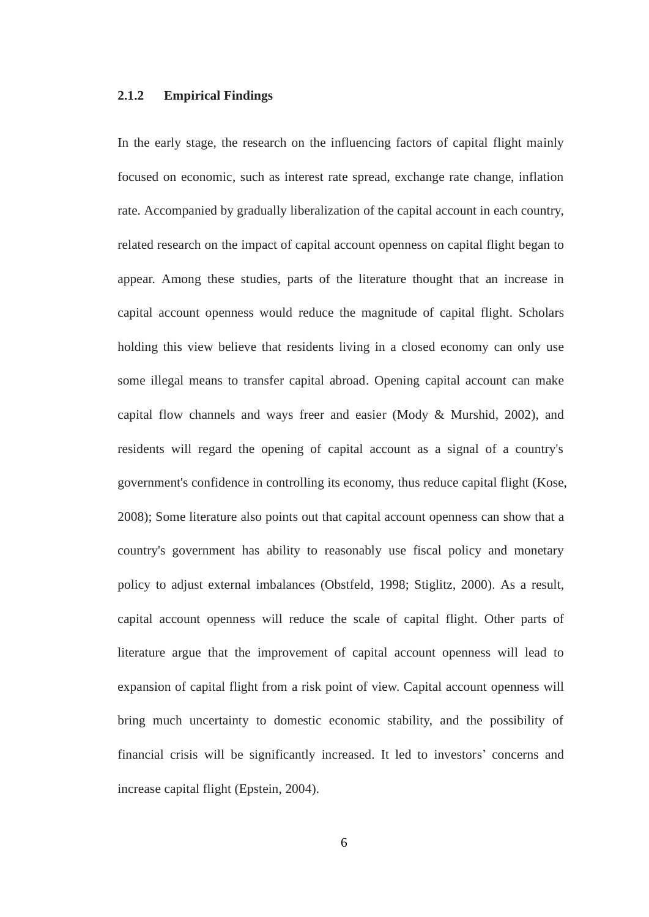### 2.1.2 Empirical Findings

In the early stage, the research on the influencing factors of capital flight mainly focused on economic, such as interest rate spread, exchange rate change, inflation rate. Accompanied by gradually liberalization of the capital account in each country, related research on the impact of capital account openness on capital flight began to appear. Among these studies, parts of the literature thought that an increase in capital account openness would reduce the magnitude of capital flight. Scholars holding this view believe that residents living in a closed economy can only use some illegal means to transfer capital abroad. Opening capital account can make capital flow channels and ways freer and easier (Mody & Murshid, 2002), and residents will regard the opening of capital account as a signal of a country's government's confidence in controlling its economy, thus reduce capital flight (Kose, 2008); Some literature also points out that capital account openness can show that a country's government has ability to reasonably use fiscal policy and monetary policy to adjust external imbalances (Obstfeld, 1998; Stiglitz, 2000). As a result, capital account openness will reduce the scale of capital flight. Other parts of literature argue that the improvement of capital account openness will lead to expansion of capital flight from a risk point of view. Capital account openness will bring much uncertainty to domestic economic stability, and the possibility of financial crisis will be significantly increased. It led to investors' concerns and increase capital flight (Epstein, 2004).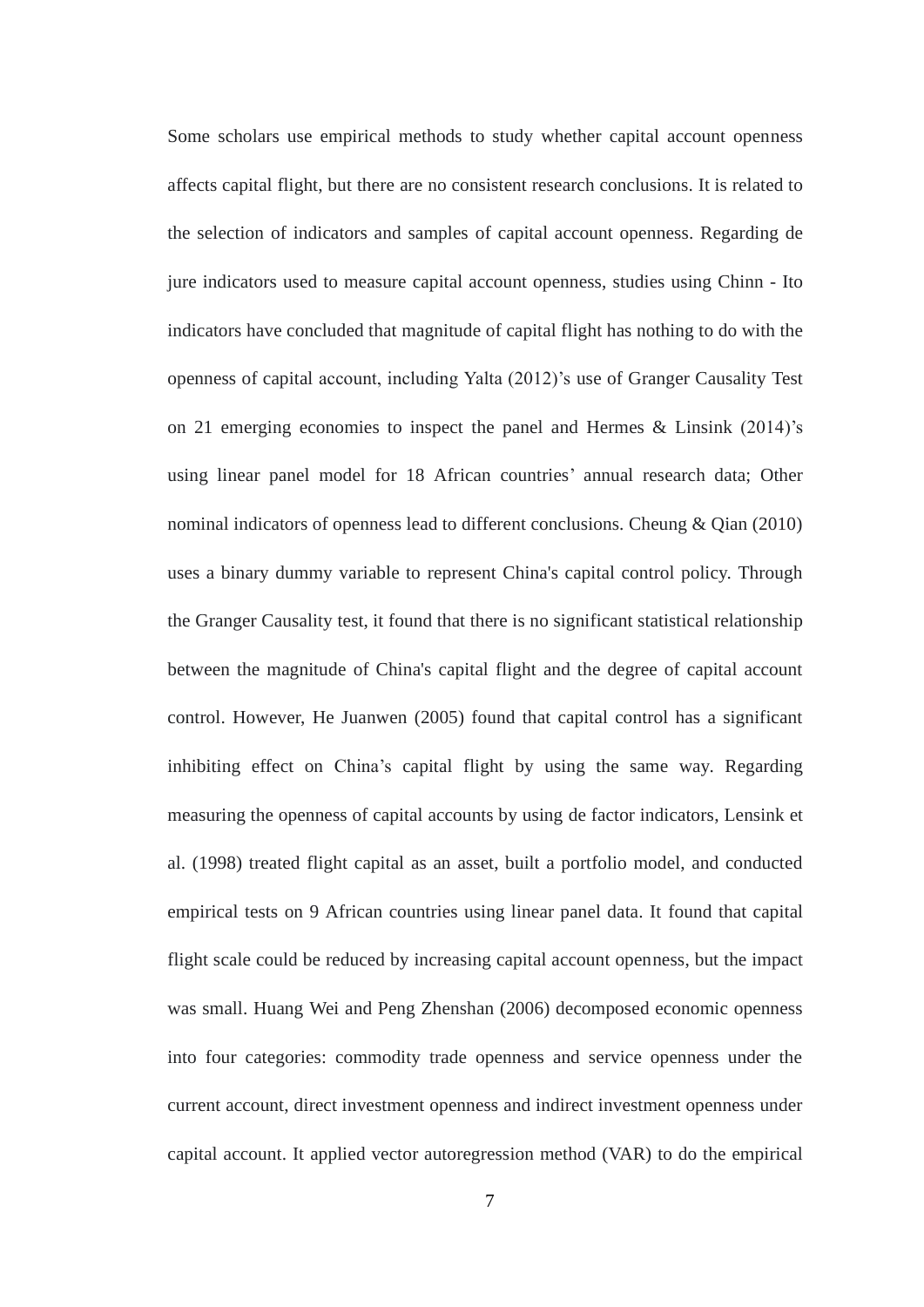Some scholars use empirical methods to study whether capital account openness affects capital flight, but there are no consistent research conclusions. It is related to the selection of indicators and samples of capital account openness. Regarding de jure indicators used to measure capital account openness, studies using Chinn - Ito indicators have concluded that magnitude of capital flight has nothing to do with the openness of capital account, including Yalta (2012)'s use of Granger Causality Test on 21 emerging economies to inspect the panel and Hermes & Linsink (2014)'s using linear panel model for 18 African countries' annual research data; Other nominal indicators of openness lead to different conclusions. Cheung & Qian (2010) uses a binary dummy variable to represent China's capital control policy. Through the Granger Causality test, it found that there is no significant statistical relationship between the magnitude of China's capital flight and the degree of capital account control. However, He Juanwen (2005) found that capital control has a significant inhibiting effect on China's capital flight by using the same way. Regarding measuring the openness of capital accounts by using de factor indicators, Lensink et al. (1998) treated flight capital as an asset, built a portfolio model, and conducted empirical tests on 9 African countries using linear panel data. It found that capital flight scale could be reduced by increasing capital account openness, but the impact was small. Huang Wei and Peng Zhenshan (2006) decomposed economic openness into four categories: commodity trade openness and service openness under the current account, direct investment openness and indirect investment openness under capital account. It applied vector autoregression method (VAR) to do the empirical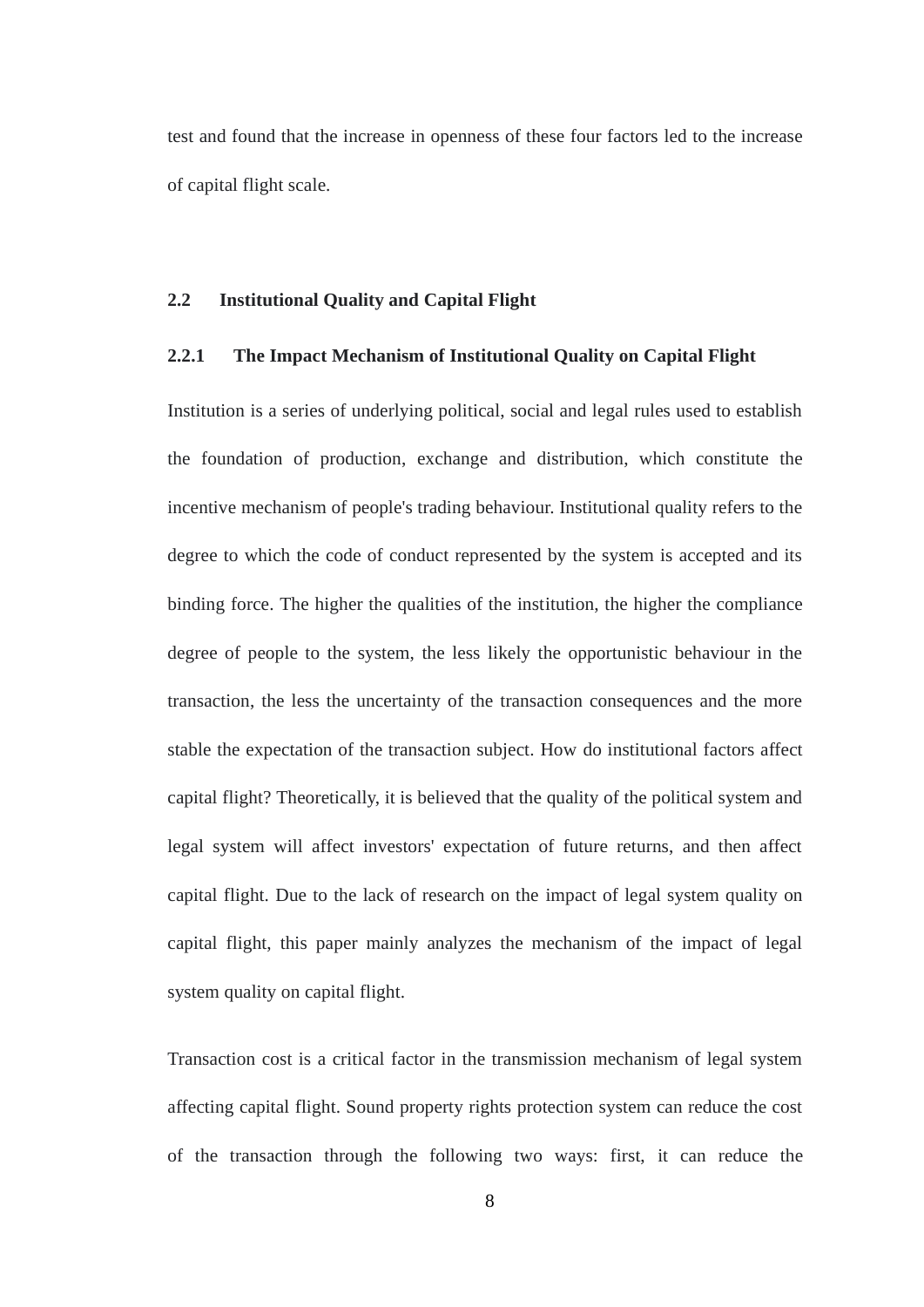test and found that the increase in openness of these four factors led to the increase of capital flight scale.

## 2.2 Institutional Quality and Capital Flight

### 2.2.1 The Impact Mechanism of Institutional Quality on Capital Flight

Institution is a series of underlying political, social and legal rules used to establish the foundation of production, exchange and distribution, which constitute the incentive mechanism of people's trading behaviour. Institutional quality refers to the degree to which the code of conduct represented by the system is accepted and its binding force. The higher the qualities of the institution, the higher the compliance degree of people to the system, the less likely the opportunistic behaviour in the transaction, the less the uncertainty of the transaction consequences and the more stable the expectation of the transaction subject. How do institutional factors affect capital flight? Theoretically, it is believed that the quality of the political system and legal system will affect investors' expectation of future returns, and then affect capital flight. Due to the lack of research on the impact of legal system quality on capital flight, this paper mainly analyzes the mechanism of the impact of legal system quality on capital flight.

Transaction cost is a critical factor in the transmission mechanism of legal system affecting capital flight. Sound property rights protection system can reduce the cost of the transaction through the following two ways: first, it can reduce the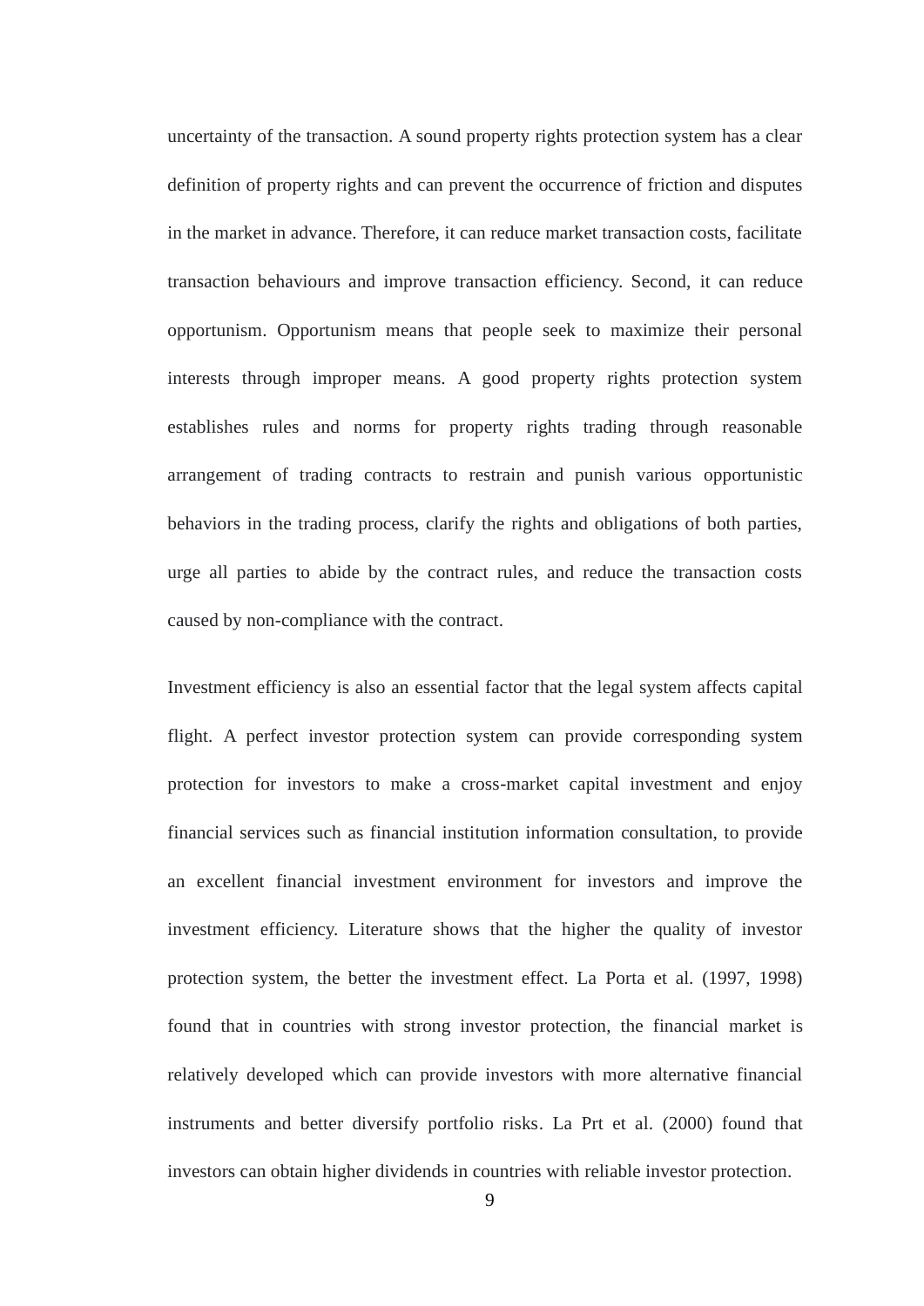uncertainty of the transaction. A sound property rights protection system has a clear definition of property rights and can prevent the occurrence of friction and disputes in the market in advance. Therefore, it can reduce market transaction costs, facilitate transaction behaviours and improve transaction efficiency. Second, it can reduce opportunism. Opportunism means that people seek to maximize their personal interests through improper means. A good property rights protection system establishes rules and norms for property rights trading through reasonable arrangement of trading contracts to restrain and punish various opportunistic behaviors in the trading process, clarify the rights and obligations of both parties, urge all parties to abide by the contract rules, and reduce the transaction costs caused by non-compliance with the contract.

Investment efficiency is also an essential factor that the legal system affects capital flight. A perfect investor protection system can provide corresponding system protection for investors to make a cross-market capital investment and enjoy financial services such as financial institution information consultation, to provide an excellent financial investment environment for investors and improve the investment efficiency. Literature shows that the higher the quality of investor protection system, the better the investment effect. La Porta et al. (1997, 1998) found that in countries with strong investor protection, the financial market is relatively developed which can provide investors with more alternative financial instruments and better diversify portfolio risks. La Prt et al. (2000) found that investors can obtain higher dividends in countries with reliable investor protection.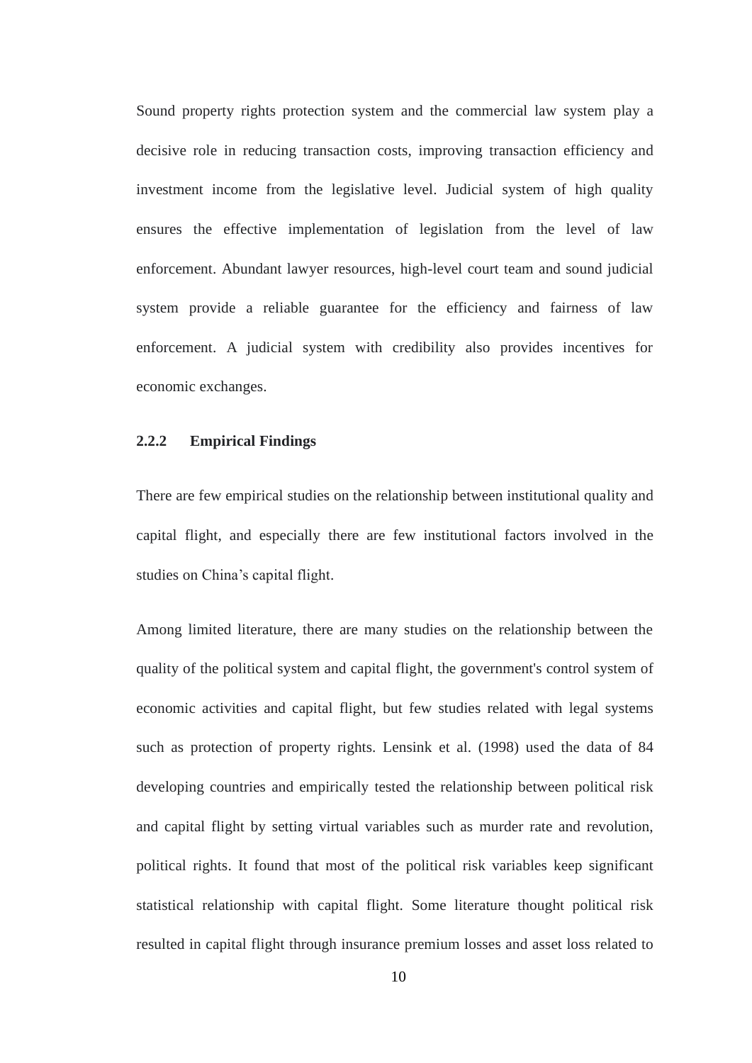Sound property rights protection system and the commercial law system play a decisive role in reducing transaction costs, improving transaction efficiency and investment income from the legislative level. Judicial system of high quality ensures the effective implementation of legislation from the level of law enforcement. Abundant lawyer resources, high-level court team and sound judicial system provide a reliable guarantee for the efficiency and fairness of law enforcement. A judicial system with credibility also provides incentives for economic exchanges.

### 2.2.2 Empirical Findings

There are few empirical studies on the relationship between institutional quality and capital flight, and especially there are few institutional factors involved in the studies on China's capital flight.

Among limited literature, there are many studies on the relationship between the quality of the political system and capital flight, the government's control system of economic activities and capital flight, but few studies related with legal systems such as protection of property rights. Lensink et al. (1998) used the data of 84 developing countries and empirically tested the relationship between political risk and capital flight by setting virtual variables such as murder rate and revolution, political rights. It found that most of the political risk variables keep significant statistical relationship with capital flight. Some literature thought political risk resulted in capital flight through insurance premium losses and asset loss related to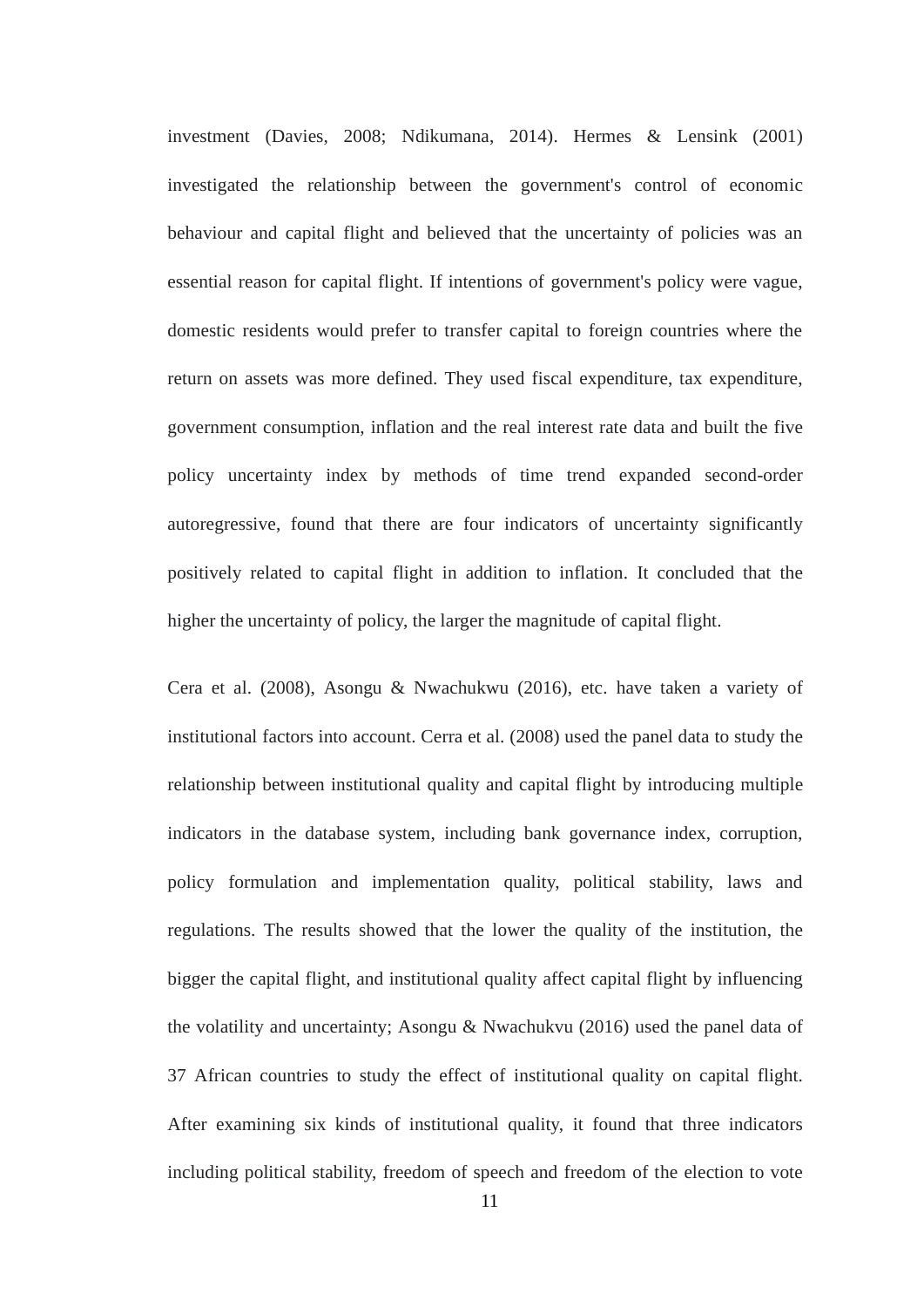investment (Davies, 2008; Ndikumana, 2014). Hermes & Lensink (2001) investigated the relationship between the government's control of economic behaviour and capital flight and believed that the uncertainty of policies was an essential reason for capital flight. If intentions of government's policy were vague, domestic residents would prefer to transfer capital to foreign countries where the return on assets was more defined. They used fiscal expenditure, tax expenditure, government consumption, inflation and the real interest rate data and built the five policy uncertainty index by methods of time trend expanded second-order autoregressive, found that there are four indicators of uncertainty significantly positively related to capital flight in addition to inflation. It concluded that the higher the uncertainty of policy, the larger the magnitude of capital flight.

Cera et al. (2008), Asongu & Nwachukwu (2016), etc. have taken a variety of institutional factors into account. Cerra et al. (2008) used the panel data to study the relationship between institutional quality and capital flight by introducing multiple indicators in the database system, including bank governance index, corruption, policy formulation and implementation quality, political stability, laws and regulations. The results showed that the lower the quality of the institution, the bigger the capital flight, and institutional quality affect capital flight by influencing the volatility and uncertainty; Asongu & Nwachukvu (2016) used the panel data of 37 African countries to study the effect of institutional quality on capital flight. After examining six kinds of institutional quality, it found that three indicators including political stability, freedom of speech and freedom of the election to vote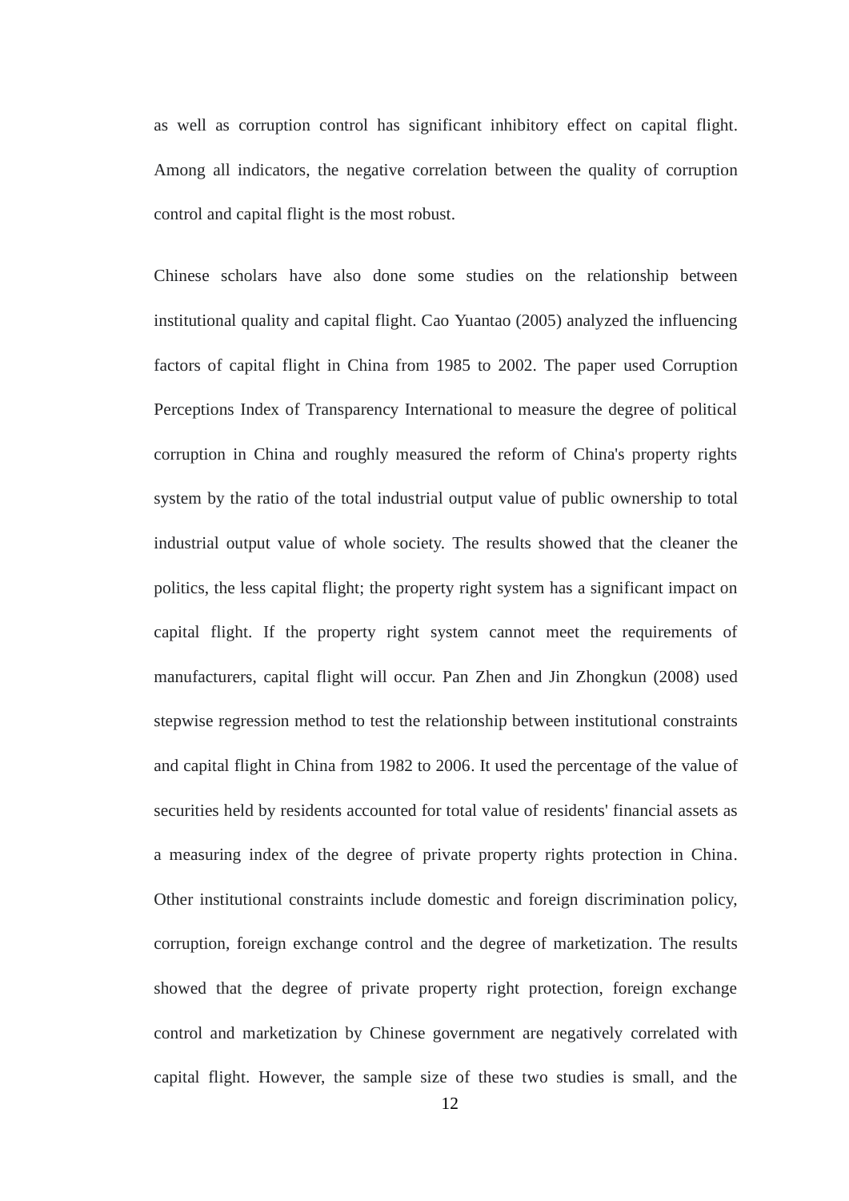as well as corruption control has significant inhibitory effect on capital flight. Among all indicators, the negative correlation between the quality of corruption control and capital flight is the most robust.

Chinese scholars have also done some studies on the relationship between institutional quality and capital flight. Cao Yuantao (2005) analyzed the influencing factors of capital flight in China from 1985 to 2002. The paper used Corruption Perceptions Index of Transparency International to measure the degree of political corruption in China and roughly measured the reform of China's property rights system by the ratio of the total industrial output value of public ownership to total industrial output value of whole society. The results showed that the cleaner the politics, the less capital flight; the property right system has a significant impact on capital flight. If the property right system cannot meet the requirements of manufacturers, capital flight will occur. Pan Zhen and Jin Zhongkun (2008) used stepwise regression method to test the relationship between institutional constraints and capital flight in China from 1982 to 2006. It used the percentage of the value of securities held by residents accounted for total value of residents' financial assets as a measuring index of the degree of private property rights protection in China. Other institutional constraints include domestic and foreign discrimination policy, corruption, foreign exchange control and the degree of marketization. The results showed that the degree of private property right protection, foreign exchange control and marketization by Chinese government are negatively correlated with capital flight. However, the sample size of these two studies is small, and the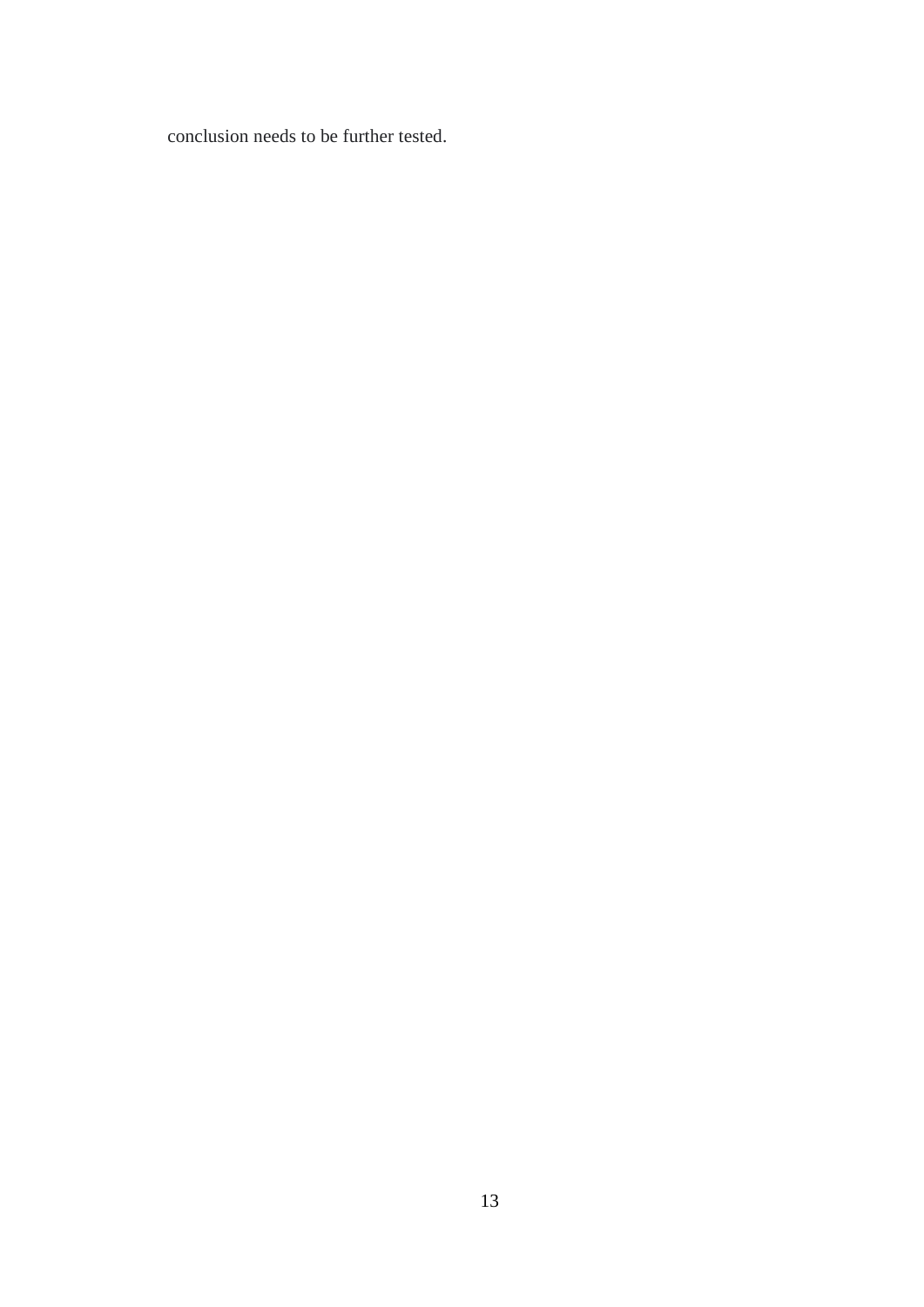conclusion needs to be further tested.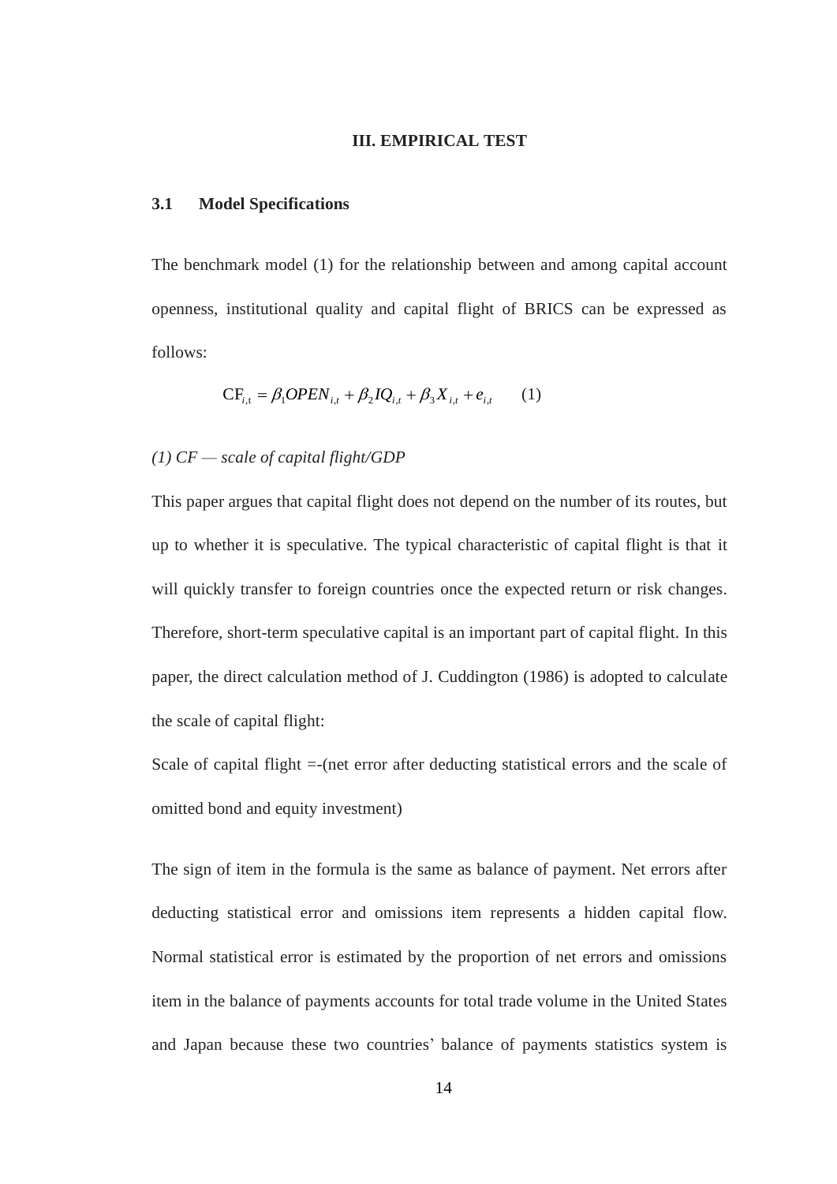## III. EMPIRICAL TEST

### 3.1 Model Specifications

The benchmark model (1) for the relationship between and among capital account openness, institutional quality and capital flight of BRICS can be expressed as follows:

$$\mathrm{CF}_{i,t} = \beta_1 OPEN_{i,t} + \beta_2 IQ_{i,t} + \beta_3 X_{i,t} + e_{i,t} \qquad (1)$$

*(1) CF — scale of capital flight/GDP*

This paper argues that capital flight does not depend on the number of its routes, but up to whether it is speculative. The typical characteristic of capital flight is that it will quickly transfer to foreign countries once the expected return or risk changes. Therefore, short-term speculative capital is an important part of capital flight. In this paper, the direct calculation method of J. Cuddington (1986) is adopted to calculate the scale of capital flight:

Scale of capital flight =-(net error after deducting statistical errors and the scale of omitted bond and equity investment)

The sign of item in the formula is the same as balance of payment. Net errors after deducting statistical error and omissions item represents a hidden capital flow. Normal statistical error is estimated by the proportion of net errors and omissions item in the balance of payments accounts for total trade volume in the United States and Japan because these two countries' balance of payments statistics system is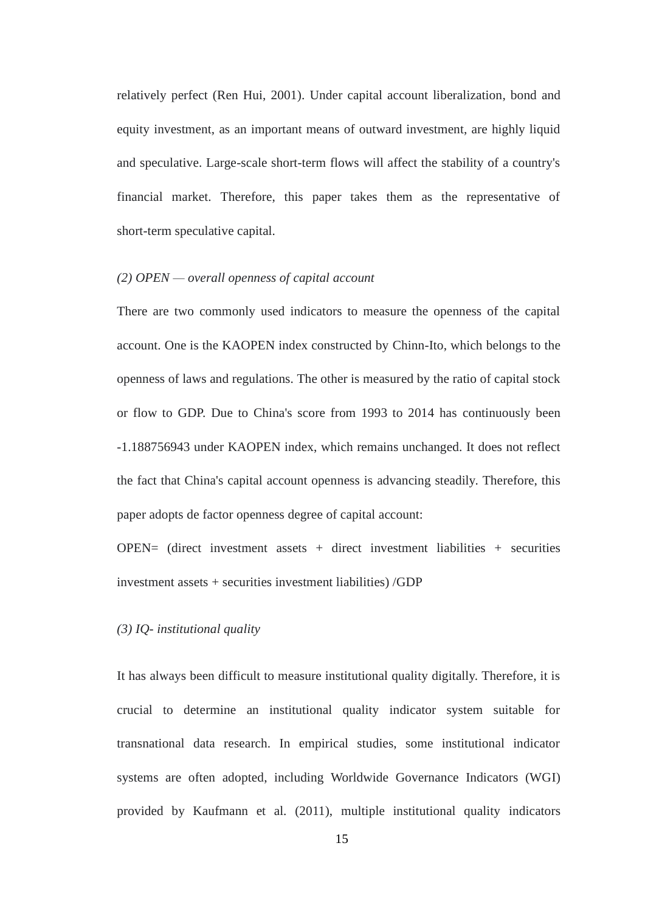relatively perfect (Ren Hui, 2001). Under capital account liberalization, bond and equity investment, as an important means of outward investment, are highly liquid and speculative. Large-scale short-term flows will affect the stability of a country's financial market. Therefore, this paper takes them as the representative of short-term speculative capital.

*(2) OPEN — overall openness of capital account*

There are two commonly used indicators to measure the openness of the capital account. One is the KAOPEN index constructed by Chinn-Ito, which belongs to the openness of laws and regulations. The other is measured by the ratio of capital stock or flow to GDP. Due to China's score from 1993 to 2014 has continuously been -1.188756943 under KAOPEN index, which remains unchanged. It does not reflect the fact that China's capital account openness is advancing steadily. Therefore, this paper adopts de factor openness degree of capital account:

OPEN= (direct investment assets + direct investment liabilities + securities investment assets + securities investment liabilities) /GDP

*(3) IQ- institutional quality*

It has always been difficult to measure institutional quality digitally. Therefore, it is crucial to determine an institutional quality indicator system suitable for transnational data research. In empirical studies, some institutional indicator systems are often adopted, including Worldwide Governance Indicators (WGI) provided by Kaufmann et al. (2011), multiple institutional quality indicators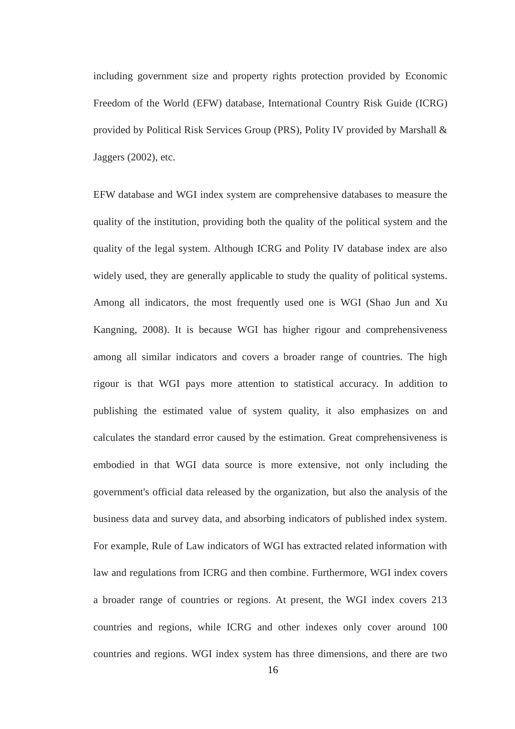including government size and property rights protection provided by Economic Freedom of the World (EFW) database, International Country Risk Guide (ICRG) provided by Political Risk Services Group (PRS), Polity IV provided by Marshall & Jaggers (2002), etc.

EFW database and WGI index system are comprehensive databases to measure the quality of the institution, providing both the quality of the political system and the quality of the legal system. Although ICRG and Polity IV database index are also widely used, they are generally applicable to study the quality of political systems. Among all indicators, the most frequently used one is WGI (Shao Jun and Xu Kangning, 2008). It is because WGI has higher rigour and comprehensiveness among all similar indicators and covers a broader range of countries. The high rigour is that WGI pays more attention to statistical accuracy. In addition to publishing the estimated value of system quality, it also emphasizes on and calculates the standard error caused by the estimation. Great comprehensiveness is embodied in that WGI data source is more extensive, not only including the government's official data released by the organization, but also the analysis of the business data and survey data, and absorbing indicators of published index system. For example, Rule of Law indicators of WGI has extracted related information with law and regulations from ICRG and then combine. Furthermore, WGI index covers a broader range of countries or regions. At present, the WGI index covers 213 countries and regions, while ICRG and other indexes only cover around 100 countries and regions. WGI index system has three dimensions, and there are two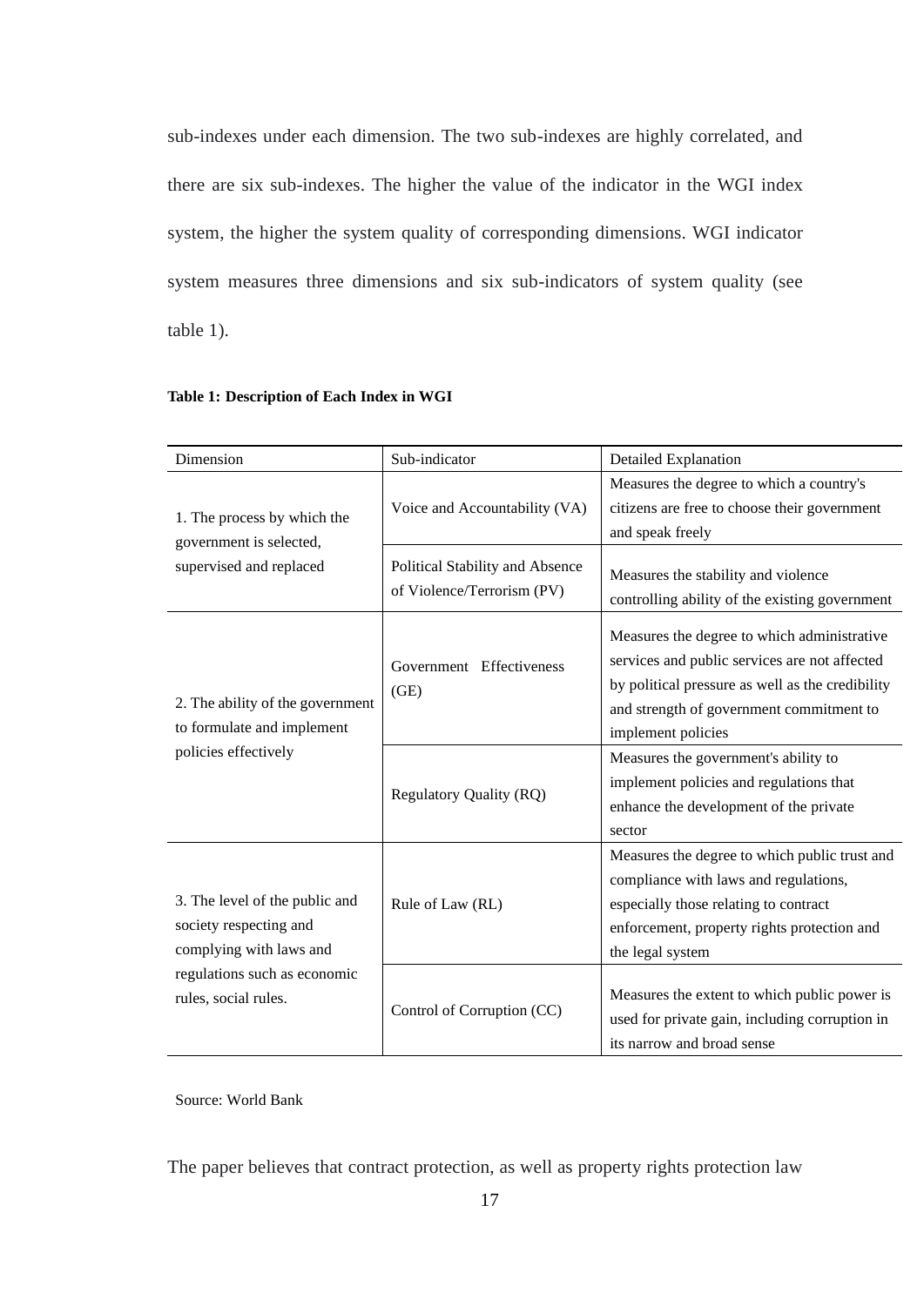sub-indexes under each dimension. The two sub-indexes are highly correlated, and there are six sub-indexes. The higher the value of the indicator in the WGI index system, the higher the system quality of corresponding dimensions. WGI indicator system measures three dimensions and six sub-indicators of system quality (see table 1).

**Table 1: Description of Each Index in WGI**

| Dimension | Sub-indicator | Detailed Explanation |
|---|---|---|
| 1. The process by which the government is selected, supervised and replaced | Voice and Accountability (VA) | Measures the degree to which a country's citizens are free to choose their government and speak freely |
| | Political Stability and Absence of Violence/Terrorism (PV) | Measures the stability and violence controlling ability of the existing government |
| 2. The ability of the government to formulate and implement policies effectively | Government Effectiveness (GE) | Measures the degree to which administrative services and public services are not affected by political pressure as well as the credibility and strength of government commitment to implement policies |
| | Regulatory Quality (RQ) | Measures the government's ability to implement policies and regulations that enhance the development of the private sector |
| 3. The level of the public and society respecting and complying with laws and regulations such as economic rules, social rules. | Rule of Law (RL) | Measures the degree to which public trust and compliance with laws and regulations, especially those relating to contract enforcement, property rights protection and the legal system |
| | Control of Corruption (CC) | Measures the extent to which public power is used for private gain, including corruption in its narrow and broad sense |

Source: World Bank

The paper believes that contract protection, as well as property rights protection law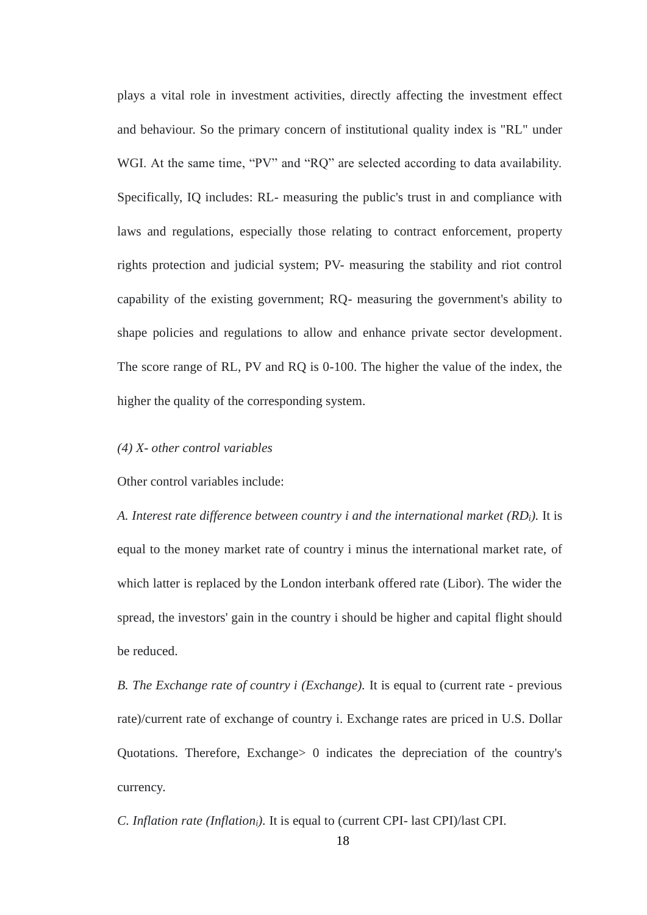plays a vital role in investment activities, directly affecting the investment effect and behaviour. So the primary concern of institutional quality index is "RL" under WGI. At the same time, “PV” and “RQ” are selected according to data availability. Specifically, IQ includes: RL- measuring the public's trust in and compliance with laws and regulations, especially those relating to contract enforcement, property rights protection and judicial system; PV- measuring the stability and riot control capability of the existing government; RQ- measuring the government's ability to shape policies and regulations to allow and enhance private sector development. The score range of RL, PV and RQ is 0-100. The higher the value of the index, the higher the quality of the corresponding system.

*(4) X- other control variables*

Other control variables include:

*A. Interest rate difference between country i and the international market ($RD_i$).* It is equal to the money market rate of country i minus the international market rate, of which latter is replaced by the London interbank offered rate (Libor). The wider the spread, the investors' gain in the country i should be higher and capital flight should be reduced.

*B. The Exchange rate of country i (Exchange).* It is equal to (current rate - previous rate)/current rate of exchange of country i. Exchange rates are priced in U.S. Dollar Quotations. Therefore, Exchange> 0 indicates the depreciation of the country's currency.

*C. Inflation rate ($Inflation_i$).* It is equal to (current CPI- last CPI)/last CPI.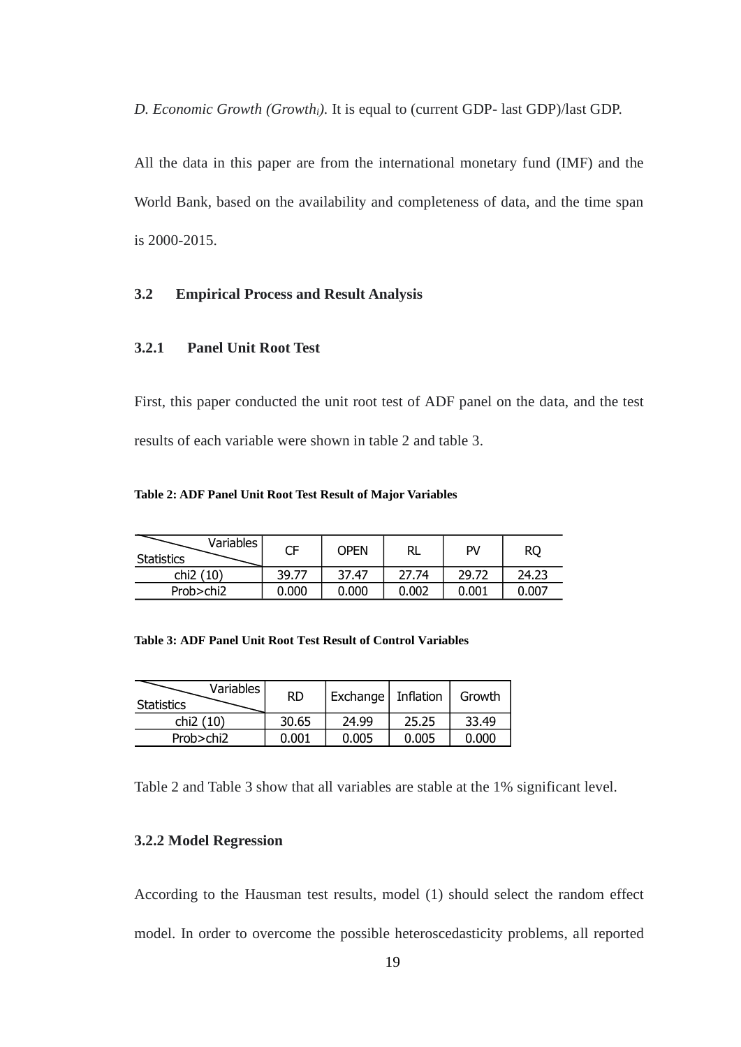*D. Economic Growth ($Growth_i$).* It is equal to (current GDP- last GDP)/last GDP.

All the data in this paper are from the international monetary fund (IMF) and the World Bank, based on the availability and completeness of data, and the time span is 2000-2015.

### 3.2 Empirical Process and Result Analysis

#### 3.2.1 Panel Unit Root Test

First, this paper conducted the unit root test of ADF panel on the data, and the test results of each variable were shown in table 2 and table 3.

**Table 2: ADF Panel Unit Root Test Result of Major Variables**

| Statistics \ Variables | CF | OPEN | RL | PV | RQ |
|---|---|---|---|---|---|
| chi2 (10) | 39.77 | 37.47 | 27.74 | 29.72 | 24.23 |
| Prob>chi2 | 0.000 | 0.000 | 0.002 | 0.001 | 0.007 |

**Table 3: ADF Panel Unit Root Test Result of Control Variables**

| Statistics \ Variables | RD | Exchange | Inflation | Growth |
|---|---|---|---|---|
| chi2 (10) | 30.65 | 24.99 | 25.25 | 33.49 |
| Prob>chi2 | 0.001 | 0.005 | 0.005 | 0.000 |

Table 2 and Table 3 show that all variables are stable at the 1% significant level.

#### 3.2.2 Model Regression

According to the Hausman test results, model (1) should select the random effect model. In order to overcome the possible heteroscedasticity problems, all reported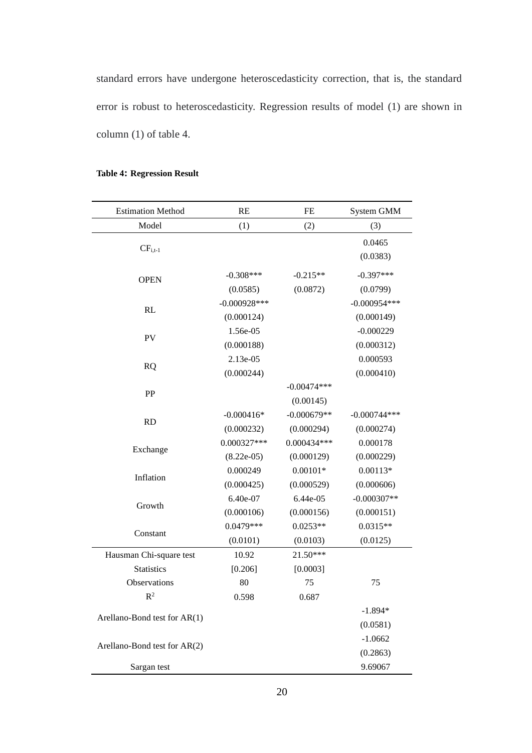standard errors have undergone heteroscedasticity correction, that is, the standard error is robust to heteroscedasticity. Regression results of model (1) are shown in column (1) of table 4.

**Table 4: Regression Result**

| Estimation Method | RE | FE | System GMM |
|---|---|---|---|
| Model | (1) | (2) | (3) |
| $CF_{i,t-1}$ | | | 0.0465 |
| | | | (0.0383) |
| OPEN | -0.308*** | -0.215** | -0.397*** |
| | (0.0585) | (0.0872) | (0.0799) |
| RL | -0.000928*** | | -0.000954*** |
| | (0.000124) | | (0.000149) |
| PV | 1.56e-05 | | -0.000229 |
| | (0.000188) | | (0.000312) |
| RQ | 2.13e-05 | | 0.000593 |
| | (0.000244) | | (0.000410) |
| PP | | -0.00474*** | |
| | | (0.00145) | |
| RD | -0.000416* | -0.000679** | -0.000744*** |
| | (0.000232) | (0.000294) | (0.000274) |
| Exchange | 0.000327*** | 0.000434*** | 0.000178 |
| | (8.22e-05) | (0.000129) | (0.000229) |
| Inflation | 0.000249 | 0.00101* | 0.00113* |
| | (0.000425) | (0.000529) | (0.000606) |
| Growth | 6.40e-07 | 6.44e-05 | -0.000307** |
| | (0.000106) | (0.000156) | (0.000151) |
| Constant | 0.0479*** | 0.0253** | 0.0315** |
| | (0.0101) | (0.0103) | (0.0125) |
| Hausman Chi-square test | 10.92 | 21.50*** | |
| Statistics | [0.206] | [0.0003] | |
| Observations | 80 | 75 | 75 |
| $R^2$ | 0.598 | 0.687 | |
| Arellano-Bond test for AR(1) | | | -1.894* |
| | | | (0.0581) |
| Arellano-Bond test for AR(2) | | | -1.0662 |
| | | | (0.2863) |
| Sargan test | | | 9.69067 |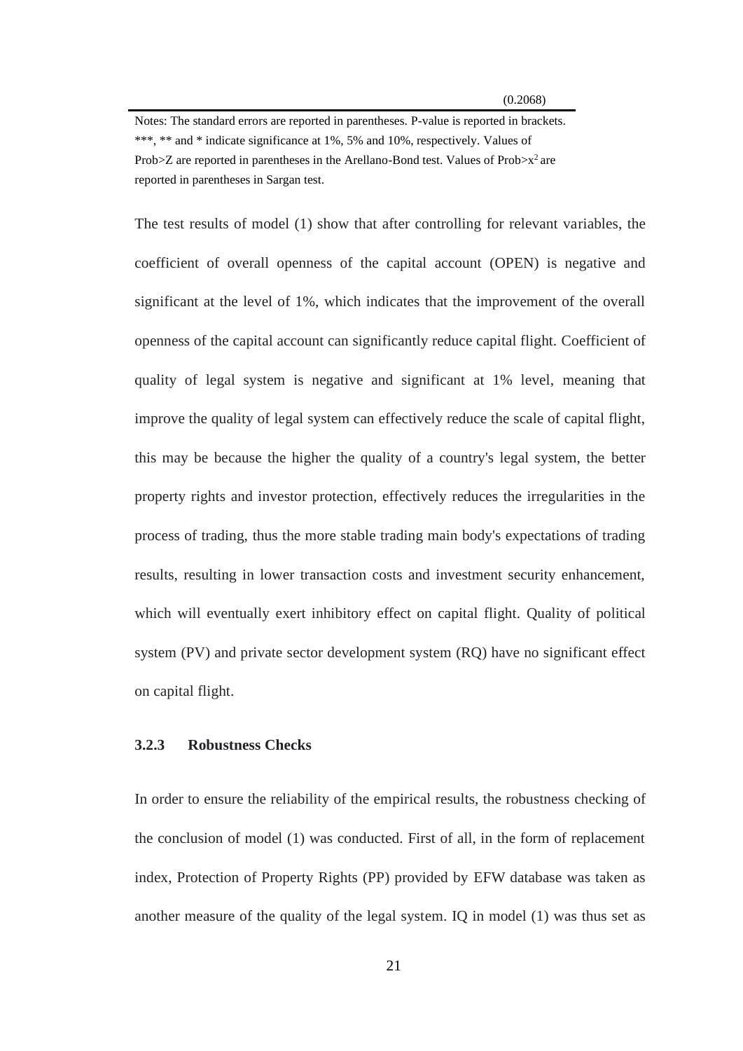(0.2068)

Notes: The standard errors are reported in parentheses. P-value is reported in brackets. ***, ** and * indicate significance at 1%, 5% and 10%, respectively. Values of Prob>Z are reported in parentheses in the Arellano-Bond test. Values of Prob>$x^2$ are reported in parentheses in Sargan test.

The test results of model (1) show that after controlling for relevant variables, the coefficient of overall openness of the capital account (OPEN) is negative and significant at the level of 1%, which indicates that the improvement of the overall openness of the capital account can significantly reduce capital flight. Coefficient of quality of legal system is negative and significant at 1% level, meaning that improve the quality of legal system can effectively reduce the scale of capital flight, this may be because the higher the quality of a country's legal system, the better property rights and investor protection, effectively reduces the irregularities in the process of trading, thus the more stable trading main body's expectations of trading results, resulting in lower transaction costs and investment security enhancement, which will eventually exert inhibitory effect on capital flight. Quality of political system (PV) and private sector development system (RQ) have no significant effect on capital flight.

### 3.2.3 Robustness Checks

In order to ensure the reliability of the empirical results, the robustness checking of the conclusion of model (1) was conducted. First of all, in the form of replacement index, Protection of Property Rights (PP) provided by EFW database was taken as another measure of the quality of the legal system. IQ in model (1) was thus set as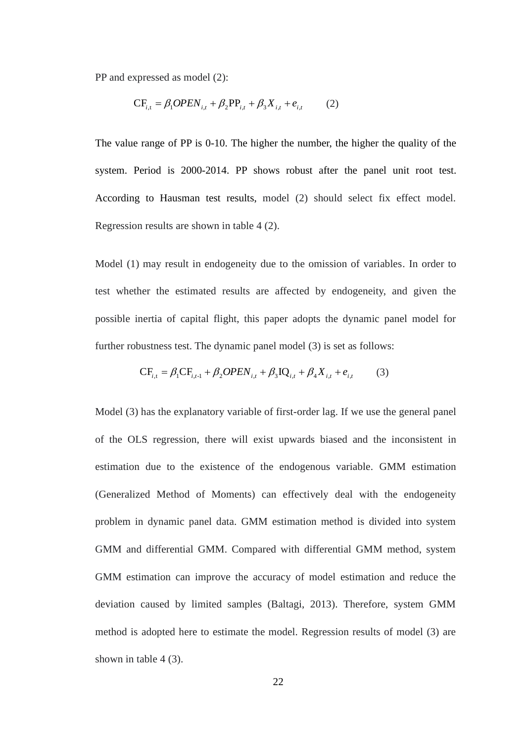PP and expressed as model (2):

$$\mathrm{CF}_{i,\mathrm{t}} = \beta_1 OPEN_{i,t} + \beta_2 \mathrm{PP}_{i,t} + \beta_3 X_{i,t} + e_{i,t} \qquad (2)$$

The value range of PP is 0-10. The higher the number, the higher the quality of the system. Period is 2000-2014. PP shows robust after the panel unit root test. According to Hausman test results, model (2) should select fix effect model. Regression results are shown in table 4 (2).

Model (1) may result in endogeneity due to the omission of variables. In order to test whether the estimated results are affected by endogeneity, and given the possible inertia of capital flight, this paper adopts the dynamic panel model for further robustness test. The dynamic panel model (3) is set as follows:

$$\mathrm{CF}_{i,\mathrm{t}} = \beta_1 \mathrm{CF}_{i,t\text{-}1} + \beta_2 OPEN_{i,t} + \beta_3 \mathrm{IQ}_{i,t} + \beta_4 X_{i,t} + e_{i,t} \qquad (3)$$

Model (3) has the explanatory variable of first-order lag. If we use the general panel of the OLS regression, there will exist upwards biased and the inconsistent in estimation due to the existence of the endogenous variable. GMM estimation (Generalized Method of Moments) can effectively deal with the endogeneity problem in dynamic panel data. GMM estimation method is divided into system GMM and differential GMM. Compared with differential GMM method, system GMM estimation can improve the accuracy of model estimation and reduce the deviation caused by limited samples (Baltagi, 2013). Therefore, system GMM method is adopted here to estimate the model. Regression results of model (3) are shown in table 4 (3).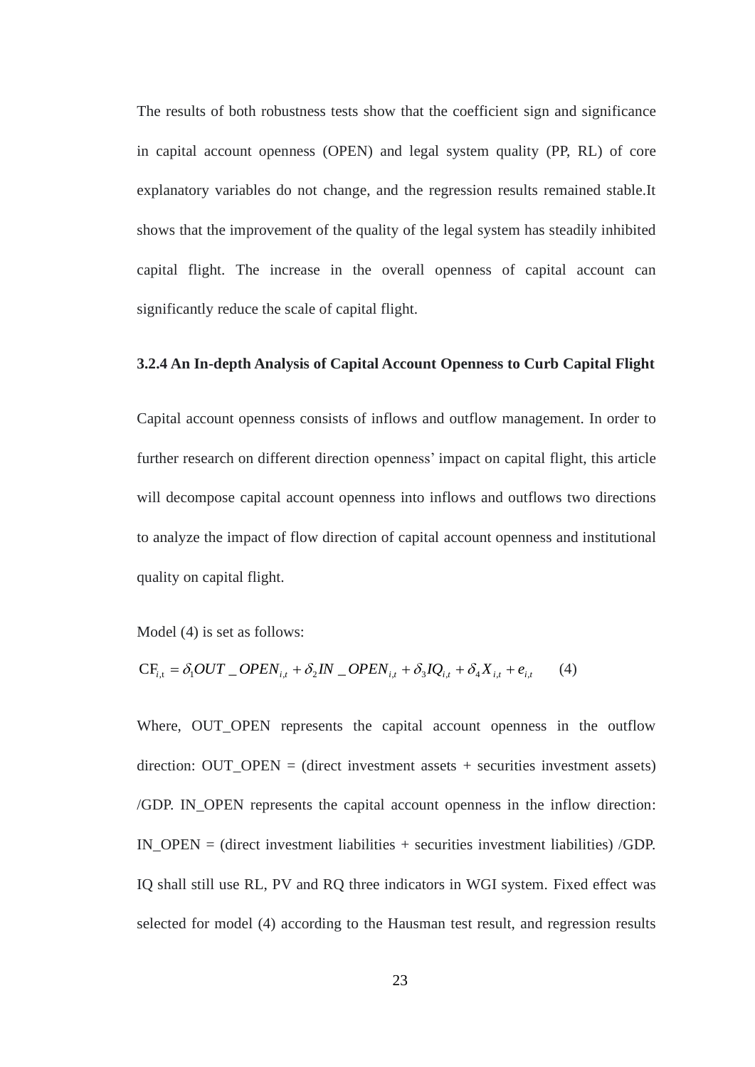The results of both robustness tests show that the coefficient sign and significance in capital account openness (OPEN) and legal system quality (PP, RL) of core explanatory variables do not change, and the regression results remained stable.It shows that the improvement of the quality of the legal system has steadily inhibited capital flight. The increase in the overall openness of capital account can significantly reduce the scale of capital flight.

### 3.2.4 An In-depth Analysis of Capital Account Openness to Curb Capital Flight

Capital account openness consists of inflows and outflow management. In order to further research on different direction openness' impact on capital flight, this article will decompose capital account openness into inflows and outflows two directions to analyze the impact of flow direction of capital account openness and institutional quality on capital flight.

Model (4) is set as follows:

$$CF_{i,t} = \delta_1 OUT\_OPEN_{i,t} + \delta_2 IN\_OPEN_{i,t} + \delta_3 IQ_{i,t} + \delta_4 X_{i,t} + e_{i,t} \qquad (4)$$

Where, OUT_OPEN represents the capital account openness in the outflow direction: OUT_OPEN = (direct investment assets + securities investment assets) /GDP. IN_OPEN represents the capital account openness in the inflow direction: IN_OPEN = (direct investment liabilities + securities investment liabilities) /GDP. IQ shall still use RL, PV and RQ three indicators in WGI system. Fixed effect was selected for model (4) according to the Hausman test result, and regression results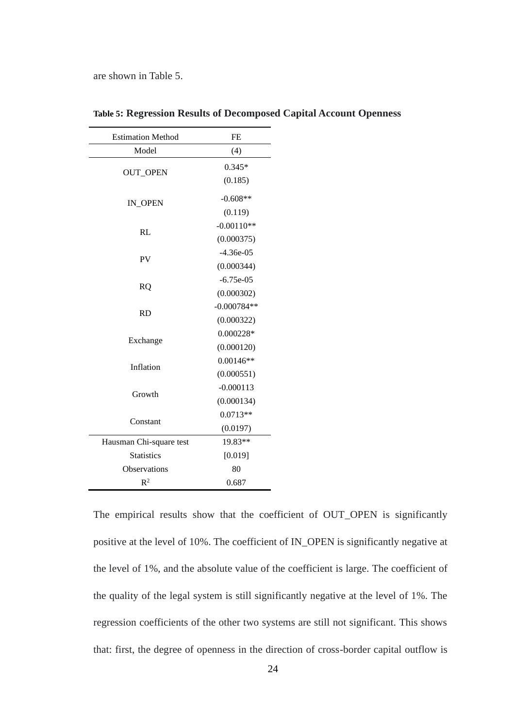are shown in Table 5.

**Table 5: Regression Results of Decomposed Capital Account Openness**

| Estimation Method | FE |
|---|---|
| Model | (4) |
| OUT_OPEN | 0.345* |
| | (0.185) |
| IN_OPEN | -0.608** |
| | (0.119) |
| RL | -0.00110** |
| | (0.000375) |
| PV | -4.36e-05 |
| | (0.000344) |
| RQ | -6.75e-05 |
| | (0.000302) |
| RD | -0.000784** |
| | (0.000322) |
| Exchange | 0.000228* |
| | (0.000120) |
| Inflation | 0.00146** |
| | (0.000551) |
| Growth | -0.000113 |
| | (0.000134) |
| Constant | 0.0713** |
| | (0.0197) |
| Hausman Chi-square test | 19.83** |
| Statistics | [0.019] |
| Observations | 80 |
| $R^2$ | 0.687 |

The empirical results show that the coefficient of OUT_OPEN is significantly positive at the level of 10%. The coefficient of IN_OPEN is significantly negative at the level of 1%, and the absolute value of the coefficient is large. The coefficient of the quality of the legal system is still significantly negative at the level of 1%. The regression coefficients of the other two systems are still not significant. This shows that: first, the degree of openness in the direction of cross-border capital outflow is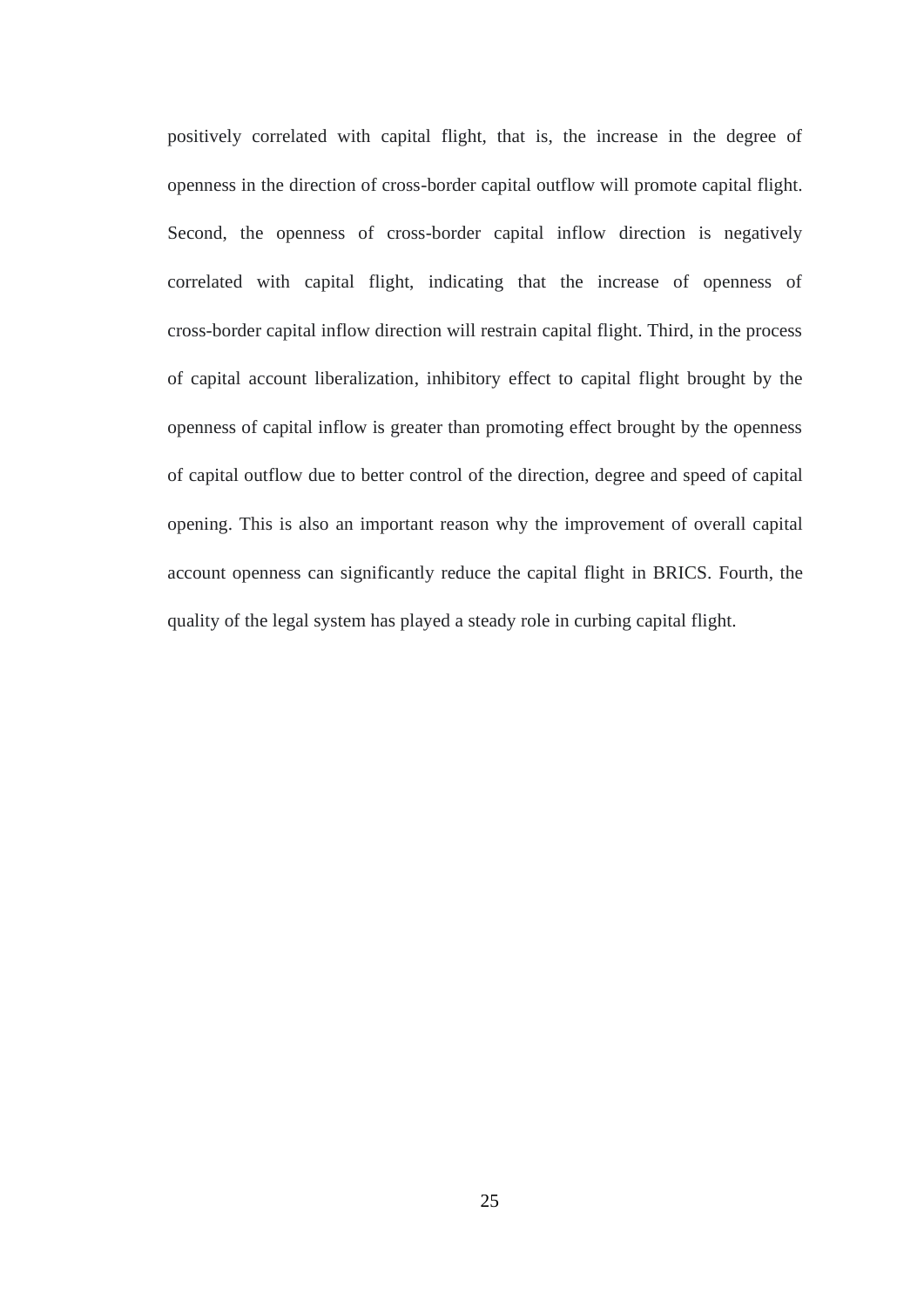positively correlated with capital flight, that is, the increase in the degree of openness in the direction of cross-border capital outflow will promote capital flight. Second, the openness of cross-border capital inflow direction is negatively correlated with capital flight, indicating that the increase of openness of cross-border capital inflow direction will restrain capital flight. Third, in the process of capital account liberalization, inhibitory effect to capital flight brought by the openness of capital inflow is greater than promoting effect brought by the openness of capital outflow due to better control of the direction, degree and speed of capital opening. This is also an important reason why the improvement of overall capital account openness can significantly reduce the capital flight in BRICS. Fourth, the quality of the legal system has played a steady role in curbing capital flight.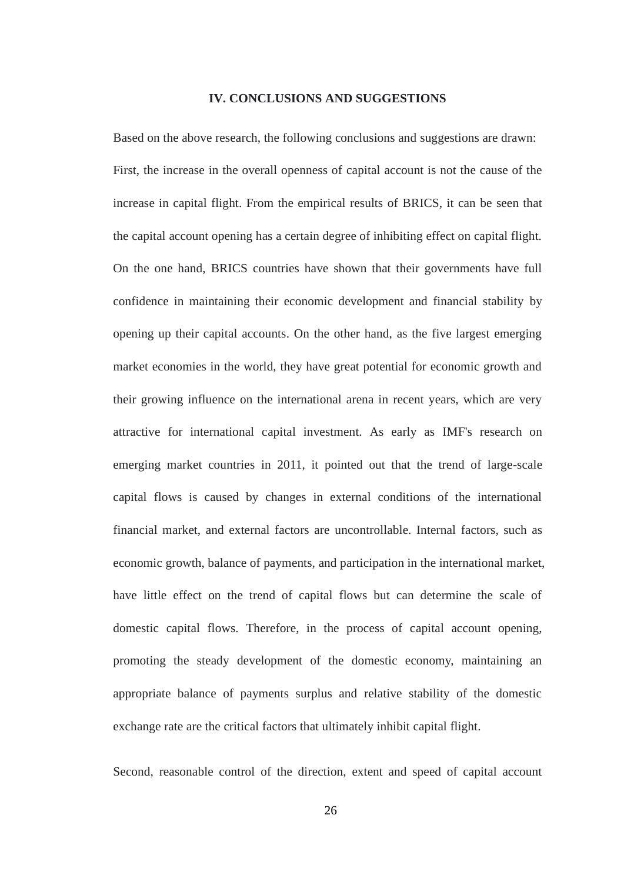## IV. CONCLUSIONS AND SUGGESTIONS

Based on the above research, the following conclusions and suggestions are drawn:

First, the increase in the overall openness of capital account is not the cause of the increase in capital flight. From the empirical results of BRICS, it can be seen that the capital account opening has a certain degree of inhibiting effect on capital flight. On the one hand, BRICS countries have shown that their governments have full confidence in maintaining their economic development and financial stability by opening up their capital accounts. On the other hand, as the five largest emerging market economies in the world, they have great potential for economic growth and their growing influence on the international arena in recent years, which are very attractive for international capital investment. As early as IMF's research on emerging market countries in 2011, it pointed out that the trend of large-scale capital flows is caused by changes in external conditions of the international financial market, and external factors are uncontrollable. Internal factors, such as economic growth, balance of payments, and participation in the international market, have little effect on the trend of capital flows but can determine the scale of domestic capital flows. Therefore, in the process of capital account opening, promoting the steady development of the domestic economy, maintaining an appropriate balance of payments surplus and relative stability of the domestic exchange rate are the critical factors that ultimately inhibit capital flight.

Second, reasonable control of the direction, extent and speed of capital account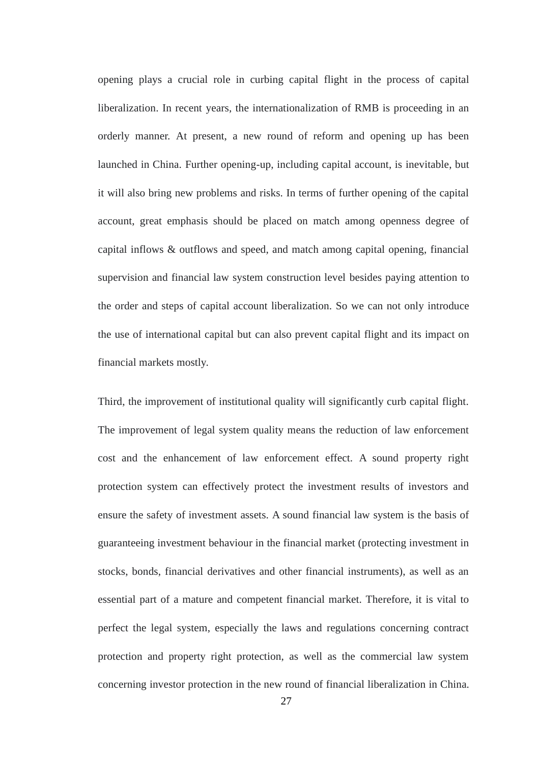opening plays a crucial role in curbing capital flight in the process of capital liberalization. In recent years, the internationalization of RMB is proceeding in an orderly manner. At present, a new round of reform and opening up has been launched in China. Further opening-up, including capital account, is inevitable, but it will also bring new problems and risks. In terms of further opening of the capital account, great emphasis should be placed on match among openness degree of capital inflows & outflows and speed, and match among capital opening, financial supervision and financial law system construction level besides paying attention to the order and steps of capital account liberalization. So we can not only introduce the use of international capital but can also prevent capital flight and its impact on financial markets mostly.

Third, the improvement of institutional quality will significantly curb capital flight. The improvement of legal system quality means the reduction of law enforcement cost and the enhancement of law enforcement effect. A sound property right protection system can effectively protect the investment results of investors and ensure the safety of investment assets. A sound financial law system is the basis of guaranteeing investment behaviour in the financial market (protecting investment in stocks, bonds, financial derivatives and other financial instruments), as well as an essential part of a mature and competent financial market. Therefore, it is vital to perfect the legal system, especially the laws and regulations concerning contract protection and property right protection, as well as the commercial law system concerning investor protection in the new round of financial liberalization in China.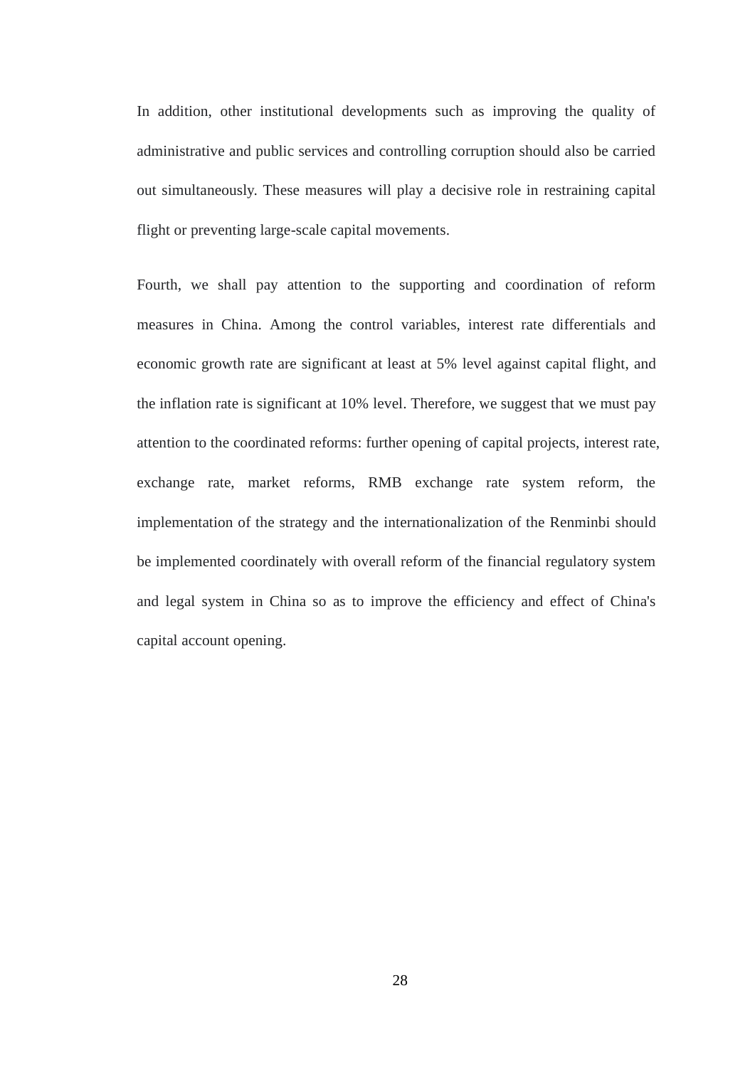In addition, other institutional developments such as improving the quality of administrative and public services and controlling corruption should also be carried out simultaneously. These measures will play a decisive role in restraining capital flight or preventing large-scale capital movements.

Fourth, we shall pay attention to the supporting and coordination of reform measures in China. Among the control variables, interest rate differentials and economic growth rate are significant at least at 5% level against capital flight, and the inflation rate is significant at 10% level. Therefore, we suggest that we must pay attention to the coordinated reforms: further opening of capital projects, interest rate, exchange rate, market reforms, RMB exchange rate system reform, the implementation of the strategy and the internationalization of the Renminbi should be implemented coordinately with overall reform of the financial regulatory system and legal system in China so as to improve the efficiency and effect of China's capital account opening.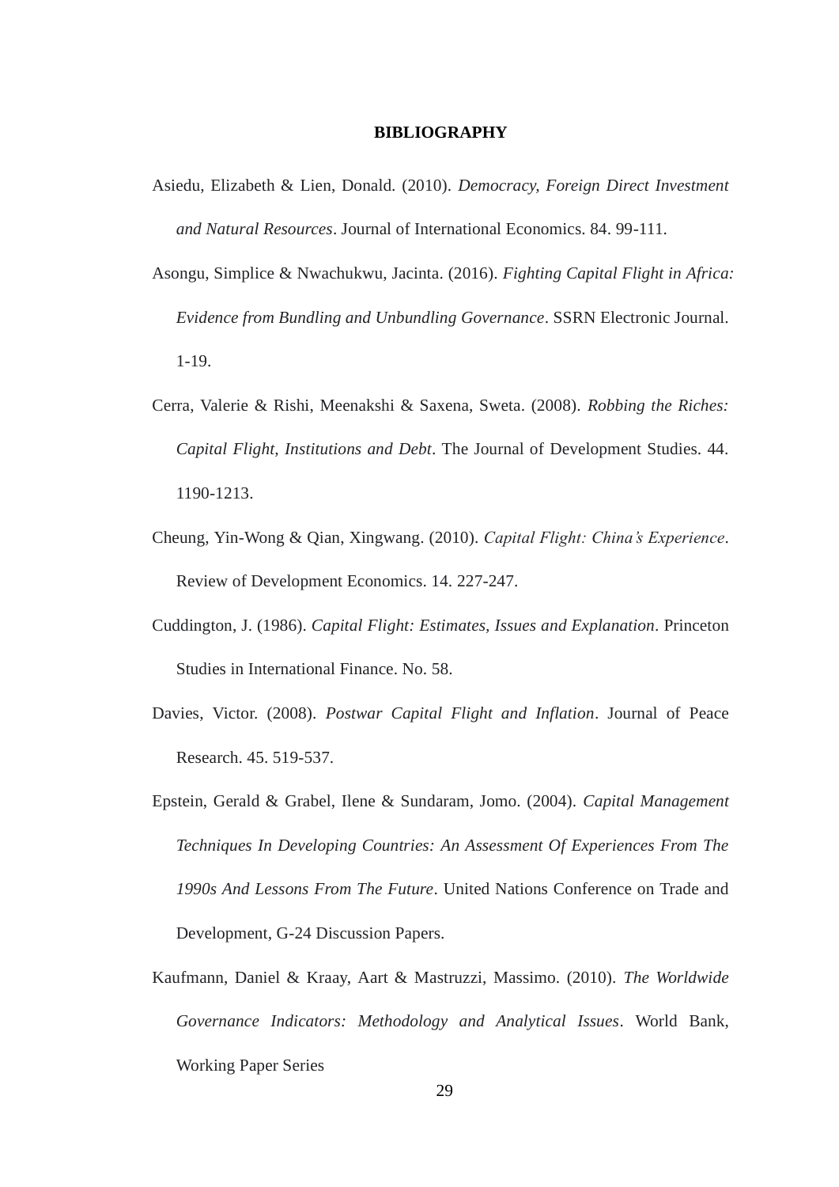**BIBLIOGRAPHY**

Asiedu, Elizabeth & Lien, Donald. (2010). *Democracy, Foreign Direct Investment and Natural Resources*. Journal of International Economics. 84. 99-111.

Asongu, Simplice & Nwachukwu, Jacinta. (2016). *Fighting Capital Flight in Africa: Evidence from Bundling and Unbundling Governance*. SSRN Electronic Journal. 1-19.

Cerra, Valerie & Rishi, Meenakshi & Saxena, Sweta. (2008). *Robbing the Riches: Capital Flight, Institutions and Debt*. The Journal of Development Studies. 44. 1190-1213.

Cheung, Yin-Wong & Qian, Xingwang. (2010). *Capital Flight: China's Experience*. Review of Development Economics. 14. 227-247.

Cuddington, J. (1986). *Capital Flight: Estimates, Issues and Explanation*. Princeton Studies in International Finance. No. 58.

Davies, Victor. (2008). *Postwar Capital Flight and Inflation*. Journal of Peace Research. 45. 519-537.

Epstein, Gerald & Grabel, Ilene & Sundaram, Jomo. (2004). *Capital Management Techniques In Developing Countries: An Assessment Of Experiences From The 1990s And Lessons From The Future*. United Nations Conference on Trade and Development, G-24 Discussion Papers.

Kaufmann, Daniel & Kraay, Aart & Mastruzzi, Massimo. (2010). *The Worldwide Governance Indicators: Methodology and Analytical Issues*. World Bank, Working Paper Series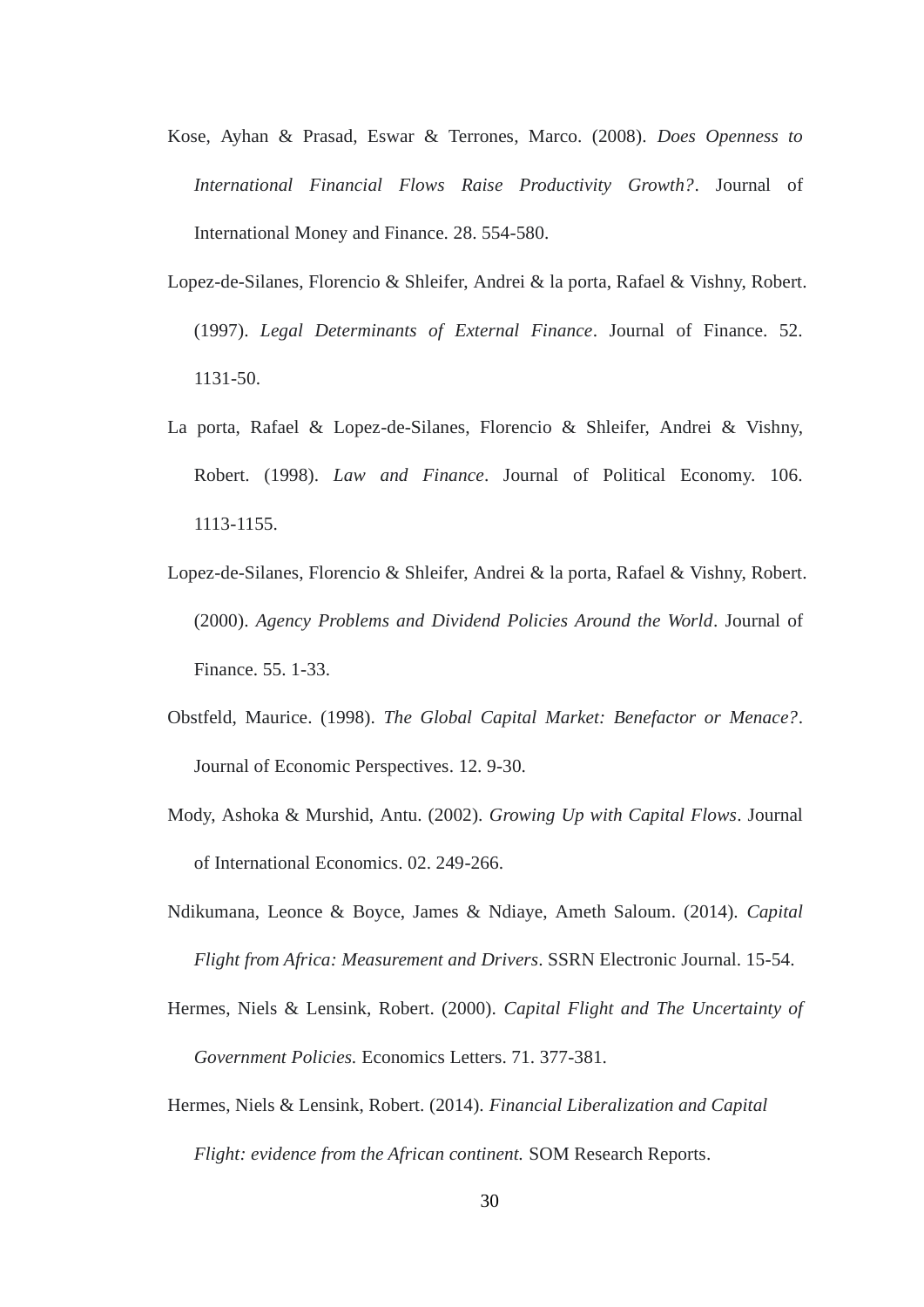Kose, Ayhan & Prasad, Eswar & Terrones, Marco. (2008). *Does Openness to International Financial Flows Raise Productivity Growth?*. Journal of International Money and Finance. 28. 554-580.

Lopez-de-Silanes, Florencio & Shleifer, Andrei & la porta, Rafael & Vishny, Robert. (1997). *Legal Determinants of External Finance*. Journal of Finance. 52. 1131-50.

La porta, Rafael & Lopez-de-Silanes, Florencio & Shleifer, Andrei & Vishny, Robert. (1998). *Law and Finance*. Journal of Political Economy. 106. 1113-1155.

Lopez-de-Silanes, Florencio & Shleifer, Andrei & la porta, Rafael & Vishny, Robert. (2000). *Agency Problems and Dividend Policies Around the World*. Journal of Finance. 55. 1-33.

Obstfeld, Maurice. (1998). *The Global Capital Market: Benefactor or Menace?*. Journal of Economic Perspectives. 12. 9-30.

Mody, Ashoka & Murshid, Antu. (2002). *Growing Up with Capital Flows*. Journal of International Economics. 02. 249-266.

Ndikumana, Leonce & Boyce, James & Ndiaye, Ameth Saloum. (2014). *Capital Flight from Africa: Measurement and Drivers*. SSRN Electronic Journal. 15-54.

Hermes, Niels & Lensink, Robert. (2000). *Capital Flight and The Uncertainty of Government Policies.* Economics Letters. 71. 377-381.

Hermes, Niels & Lensink, Robert. (2014). *Financial Liberalization and Capital Flight: evidence from the African continent.* SOM Research Reports.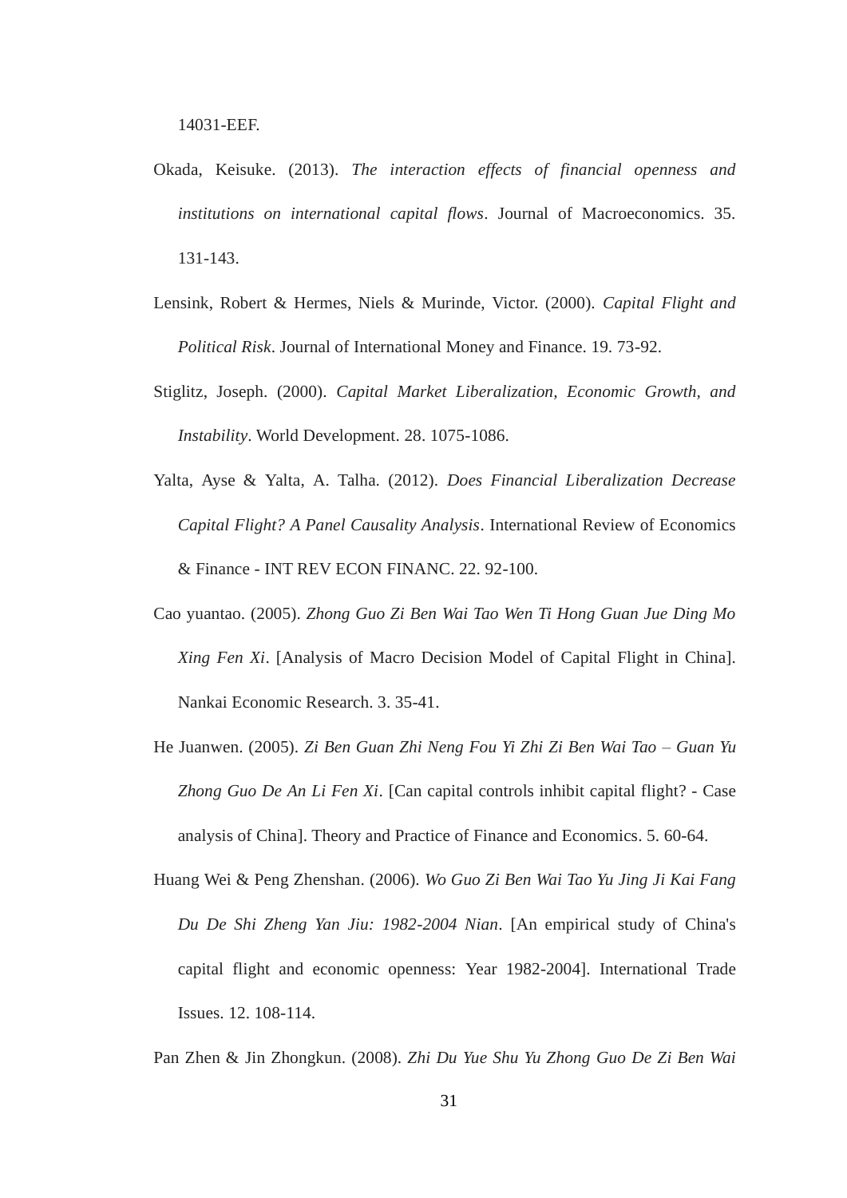14031-EEF.

Okada, Keisuke. (2013). *The interaction effects of financial openness and institutions on international capital flows*. Journal of Macroeconomics. 35. 131-143.

Lensink, Robert & Hermes, Niels & Murinde, Victor. (2000). *Capital Flight and Political Risk*. Journal of International Money and Finance. 19. 73-92.

Stiglitz, Joseph. (2000). *Capital Market Liberalization, Economic Growth, and Instability*. World Development. 28. 1075-1086.

Yalta, Ayse & Yalta, A. Talha. (2012). *Does Financial Liberalization Decrease Capital Flight? A Panel Causality Analysis*. International Review of Economics & Finance - INT REV ECON FINANC. 22. 92-100.

Cao yuantao. (2005). *Zhong Guo Zi Ben Wai Tao Wen Ti Hong Guan Jue Ding Mo Xing Fen Xi*. [Analysis of Macro Decision Model of Capital Flight in China]. Nankai Economic Research. 3. 35-41.

He Juanwen. (2005). *Zi Ben Guan Zhi Neng Fou Yi Zhi Zi Ben Wai Tao – Guan Yu Zhong Guo De An Li Fen Xi*. [Can capital controls inhibit capital flight? - Case analysis of China]. Theory and Practice of Finance and Economics. 5. 60-64.

Huang Wei & Peng Zhenshan. (2006). *Wo Guo Zi Ben Wai Tao Yu Jing Ji Kai Fang Du De Shi Zheng Yan Jiu: 1982-2004 Nian*. [An empirical study of China's capital flight and economic openness: Year 1982-2004]. International Trade Issues. 12. 108-114.

Pan Zhen & Jin Zhongkun. (2008). *Zhi Du Yue Shu Yu Zhong Guo De Zi Ben Wai*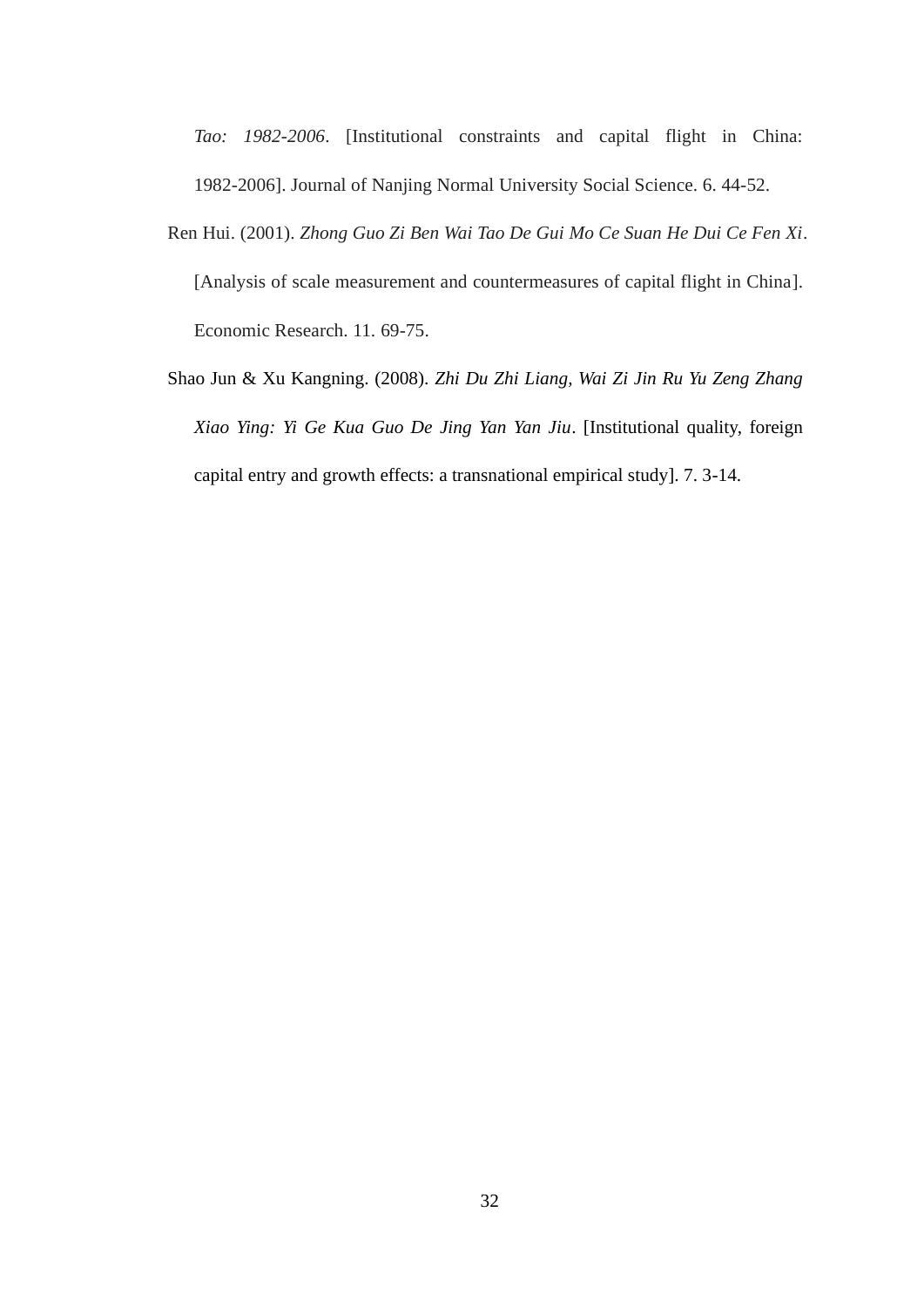*Tao: 1982-2006*. [Institutional constraints and capital flight in China: 1982-2006]. Journal of Nanjing Normal University Social Science. 6. 44-52.

Ren Hui. (2001). *Zhong Guo Zi Ben Wai Tao De Gui Mo Ce Suan He Dui Ce Fen Xi*. [Analysis of scale measurement and countermeasures of capital flight in China]. Economic Research. 11. 69-75.

Shao Jun & Xu Kangning. (2008). *Zhi Du Zhi Liang, Wai Zi Jin Ru Yu Zeng Zhang Xiao Ying: Yi Ge Kua Guo De Jing Yan Yan Jiu*. [Institutional quality, foreign capital entry and growth effects: a transnational empirical study]. 7. 3-14.